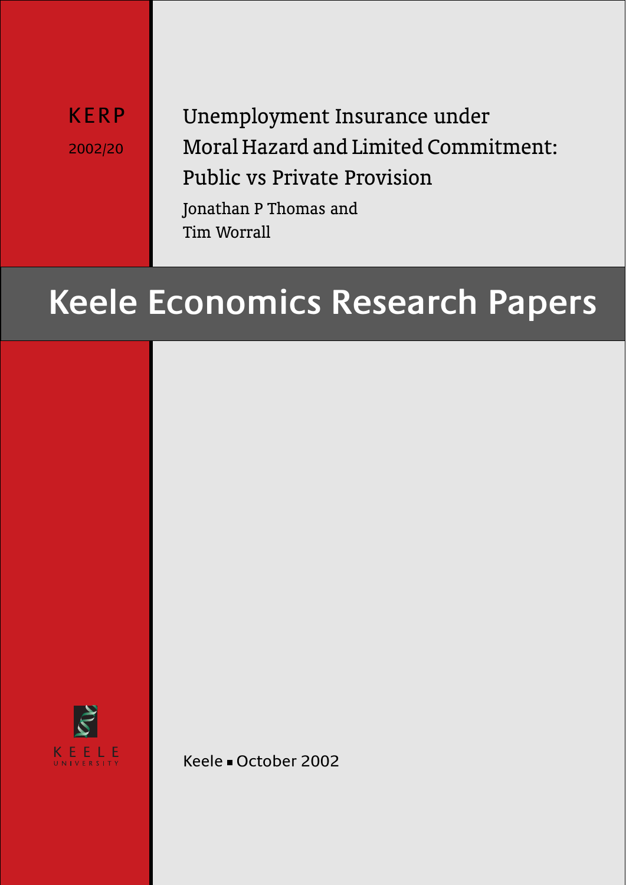KERP

2002/20

# Unemployment Insurance under Moral Hazard and Limited Commitment: Public vs Private Provision

Jonathan P Thomas and
Tim Worrall

## Keele Economics Research Papers

KEELE
UNIVERSITY

Keele ■ October 2002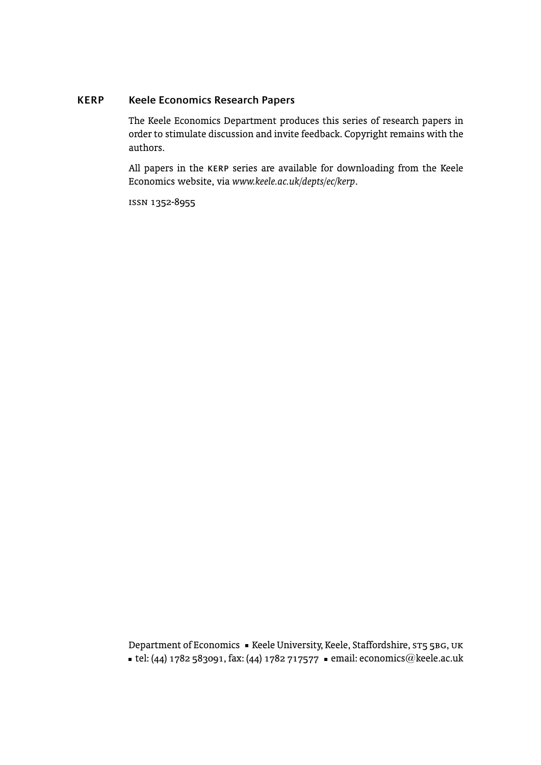## KERP Keele Economics Research Papers

The Keele Economics Department produces this series of research papers in order to stimulate discussion and invite feedback. Copyright remains with the authors.

All papers in the KERP series are available for downloading from the Keele Economics website, via *www.keele.ac.uk/depts/ec/kerp*.

ISSN 1352-8955

Department of Economics ▪ Keele University, Keele, Staffordshire, ST5 5BG, UK
▪ tel: (44) 1782 583091, fax: (44) 1782 717577 ▪ email: economics@keele.ac.uk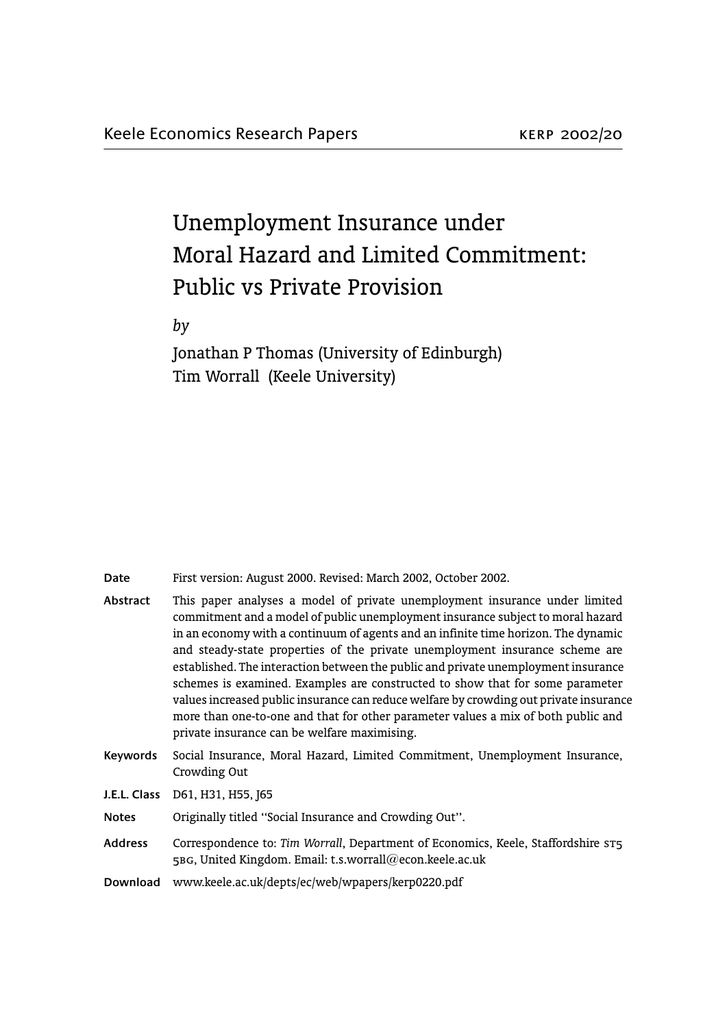Keele Economics Research Papers — KERP 2002/20

# Unemployment Insurance under Moral Hazard and Limited Commitment: Public vs Private Provision

*by*

Jonathan P Thomas (University of Edinburgh)
Tim Worrall (Keele University)

**Date** First version: August 2000. Revised: March 2002, October 2002.

**Abstract** This paper analyses a model of private unemployment insurance under limited commitment and a model of public unemployment insurance subject to moral hazard in an economy with a continuum of agents and an infinite time horizon. The dynamic and steady-state properties of the private unemployment insurance scheme are established. The interaction between the public and private unemployment insurance schemes is examined. Examples are constructed to show that for some parameter values increased public insurance can reduce welfare by crowding out private insurance more than one-to-one and that for other parameter values a mix of both public and private insurance can be welfare maximising.

**Keywords** Social Insurance, Moral Hazard, Limited Commitment, Unemployment Insurance, Crowding Out

**J.E.L. Class** D61, H31, H55, J65

**Notes** Originally titled "Social Insurance and Crowding Out".

**Address** Correspondence to: *Tim Worrall*, Department of Economics, Keele, Staffordshire ST5 5BG, United Kingdom. Email: t.s.worrall@econ.keele.ac.uk

**Download** www.keele.ac.uk/depts/ec/web/wpapers/kerp0220.pdf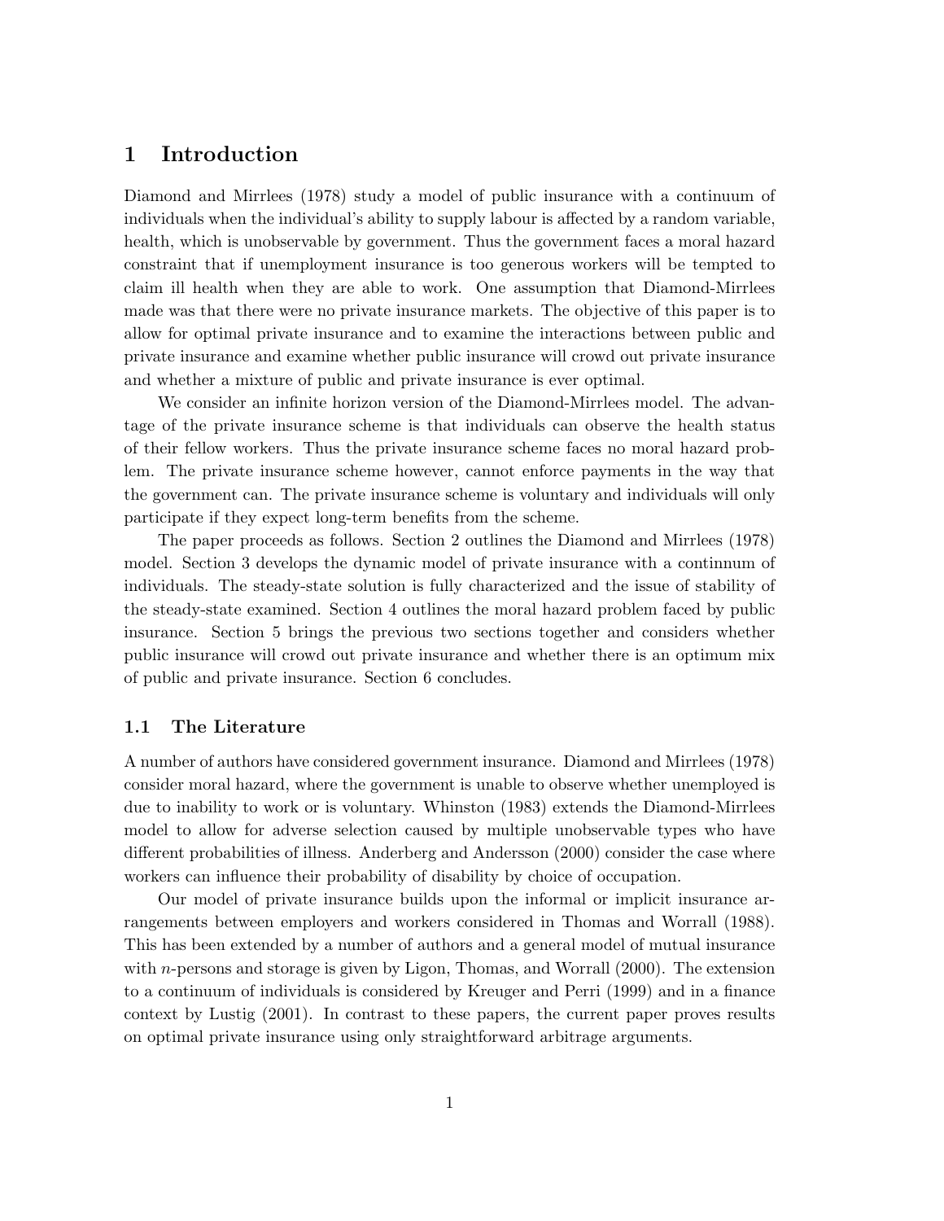# 1 Introduction

Diamond and Mirrlees (1978) study a model of public insurance with a continuum of individuals when the individual's ability to supply labour is affected by a random variable, health, which is unobservable by government. Thus the government faces a moral hazard constraint that if unemployment insurance is too generous workers will be tempted to claim ill health when they are able to work. One assumption that Diamond-Mirrlees made was that there were no private insurance markets. The objective of this paper is to allow for optimal private insurance and to examine the interactions between public and private insurance and examine whether public insurance will crowd out private insurance and whether a mixture of public and private insurance is ever optimal.

We consider an infinite horizon version of the Diamond-Mirrlees model. The advantage of the private insurance scheme is that individuals can observe the health status of their fellow workers. Thus the private insurance scheme faces no moral hazard problem. The private insurance scheme however, cannot enforce payments in the way that the government can. The private insurance scheme is voluntary and individuals will only participate if they expect long-term benefits from the scheme.

The paper proceeds as follows. Section 2 outlines the Diamond and Mirrlees (1978) model. Section 3 develops the dynamic model of private insurance with a continnum of individuals. The steady-state solution is fully characterized and the issue of stability of the steady-state examined. Section 4 outlines the moral hazard problem faced by public insurance. Section 5 brings the previous two sections together and considers whether public insurance will crowd out private insurance and whether there is an optimum mix of public and private insurance. Section 6 concludes.

## 1.1 The Literature

A number of authors have considered government insurance. Diamond and Mirrlees (1978) consider moral hazard, where the government is unable to observe whether unemployed is due to inability to work or is voluntary. Whinston (1983) extends the Diamond-Mirrlees model to allow for adverse selection caused by multiple unobservable types who have different probabilities of illness. Anderberg and Andersson (2000) consider the case where workers can influence their probability of disability by choice of occupation.

Our model of private insurance builds upon the informal or implicit insurance arrangements between employers and workers considered in Thomas and Worrall (1988). This has been extended by a number of authors and a general model of mutual insurance with $n$-persons and storage is given by Ligon, Thomas, and Worrall (2000). The extension to a continuum of individuals is considered by Kreuger and Perri (1999) and in a finance context by Lustig (2001). In contrast to these papers, the current paper proves results on optimal private insurance using only straightforward arbitrage arguments.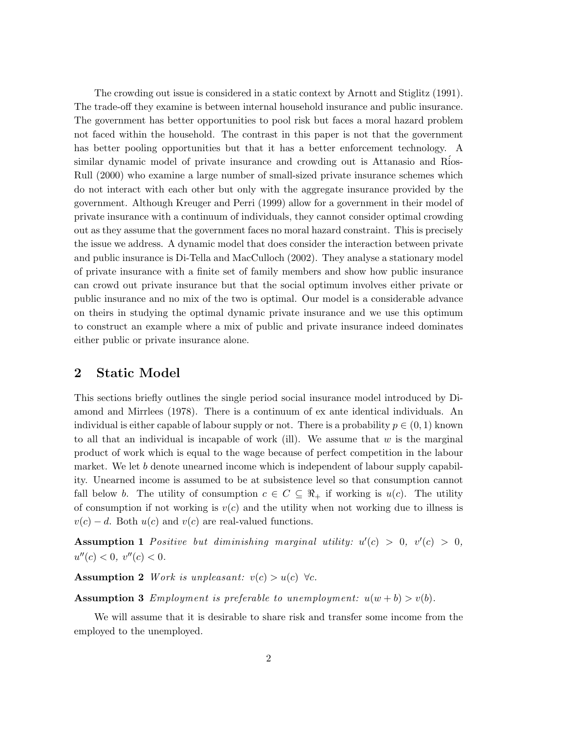The crowding out issue is considered in a static context by Arnott and Stiglitz (1991). The trade-off they examine is between internal household insurance and public insurance. The government has better opportunities to pool risk but faces a moral hazard problem not faced within the household. The contrast in this paper is not that the government has better pooling opportunities but that it has a better enforcement technology. A similar dynamic model of private insurance and crowding out is Attanasio and Ríos-Rull (2000) who examine a large number of small-sized private insurance schemes which do not interact with each other but only with the aggregate insurance provided by the government. Although Kreuger and Perri (1999) allow for a government in their model of private insurance with a continuum of individuals, they cannot consider optimal crowding out as they assume that the government faces no moral hazard constraint. This is precisely the issue we address. A dynamic model that does consider the interaction between private and public insurance is Di-Tella and MacCulloch (2002). They analyse a stationary model of private insurance with a finite set of family members and show how public insurance can crowd out private insurance but that the social optimum involves either private or public insurance and no mix of the two is optimal. Our model is a considerable advance on theirs in studying the optimal dynamic private insurance and we use this optimum to construct an example where a mix of public and private insurance indeed dominates either public or private insurance alone.

## 2 Static Model

This sections briefly outlines the single period social insurance model introduced by Diamond and Mirrlees (1978). There is a continuum of ex ante identical individuals. An individual is either capable of labour supply or not. There is a probability $p \in (0, 1)$ known to all that an individual is incapable of work (ill). We assume that $w$ is the marginal product of work which is equal to the wage because of perfect competition in the labour market. We let $b$ denote unearned income which is independent of labour supply capability. Unearned income is assumed to be at subsistence level so that consumption cannot fall below $b$. The utility of consumption $c \in C \subseteq \Re_+$ if working is $u(c)$. The utility of consumption if not working is $v(c)$ and the utility when not working due to illness is $v(c) - d$. Both $u(c)$ and $v(c)$ are real-valued functions.

**Assumption 1** *Positive but diminishing marginal utility:* $u'(c) > 0$, $v'(c) > 0$, $u''(c) < 0$, $v''(c) < 0$.

**Assumption 2** *Work is unpleasant:* $v(c) > u(c)$ $\forall c$.

**Assumption 3** *Employment is preferable to unemployment:* $u(w + b) > v(b)$.

We will assume that it is desirable to share risk and transfer some income from the employed to the unemployed.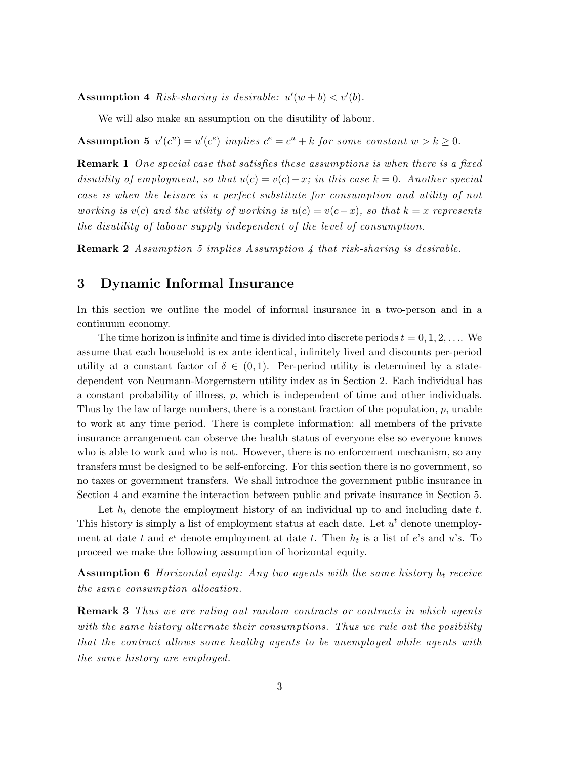**Assumption 4** *Risk-sharing is desirable: $u'(w+b) < v'(b)$.*

We will also make an assumption on the disutility of labour.

**Assumption 5** *$v'(c^u) = u'(c^e)$ implies $c^e = c^u + k$ for some constant $w > k \geq 0$.*

**Remark 1** *One special case that satisfies these assumptions is when there is a fixed disutility of employment, so that $u(c) = v(c) - x$; in this case $k = 0$. Another special case is when the leisure is a perfect substitute for consumption and utility of not working is $v(c)$ and the utility of working is $u(c) = v(c - x)$, so that $k = x$ represents the disutility of labour supply independent of the level of consumption.*

**Remark 2** *Assumption 5 implies Assumption 4 that risk-sharing is desirable.*

## 3 Dynamic Informal Insurance

In this section we outline the model of informal insurance in a two-person and in a continuum economy.

The time horizon is infinite and time is divided into discrete periods $t = 0, 1, 2, \ldots$. We assume that each household is ex ante identical, infinitely lived and discounts per-period utility at a constant factor of $\delta \in (0, 1)$. Per-period utility is determined by a state-dependent von Neumann-Morgernstern utility index as in Section 2. Each individual has a constant probability of illness, $p$, which is independent of time and other individuals. Thus by the law of large numbers, there is a constant fraction of the population, $p$, unable to work at any time period. There is complete information: all members of the private insurance arrangement can observe the health status of everyone else so everyone knows who is able to work and who is not. However, there is no enforcement mechanism, so any transfers must be designed to be self-enforcing. For this section there is no government, so no taxes or government transfers. We shall introduce the government public insurance in Section 4 and examine the interaction between public and private insurance in Section 5.

Let $h_t$ denote the employment history of an individual up to and including date $t$. This history is simply a list of employment status at each date. Let $u^t$ denote unemployment at date $t$ and $e^t$ denote employment at date $t$. Then $h_t$ is a list of $e$'s and $u$'s. To proceed we make the following assumption of horizontal equity.

**Assumption 6** *Horizontal equity: Any two agents with the same history $h_t$ receive the same consumption allocation.*

**Remark 3** *Thus we are ruling out random contracts or contracts in which agents with the same history alternate their consumptions. Thus we rule out the posibility that the contract allows some healthy agents to be unemployed while agents with the same history are employed.*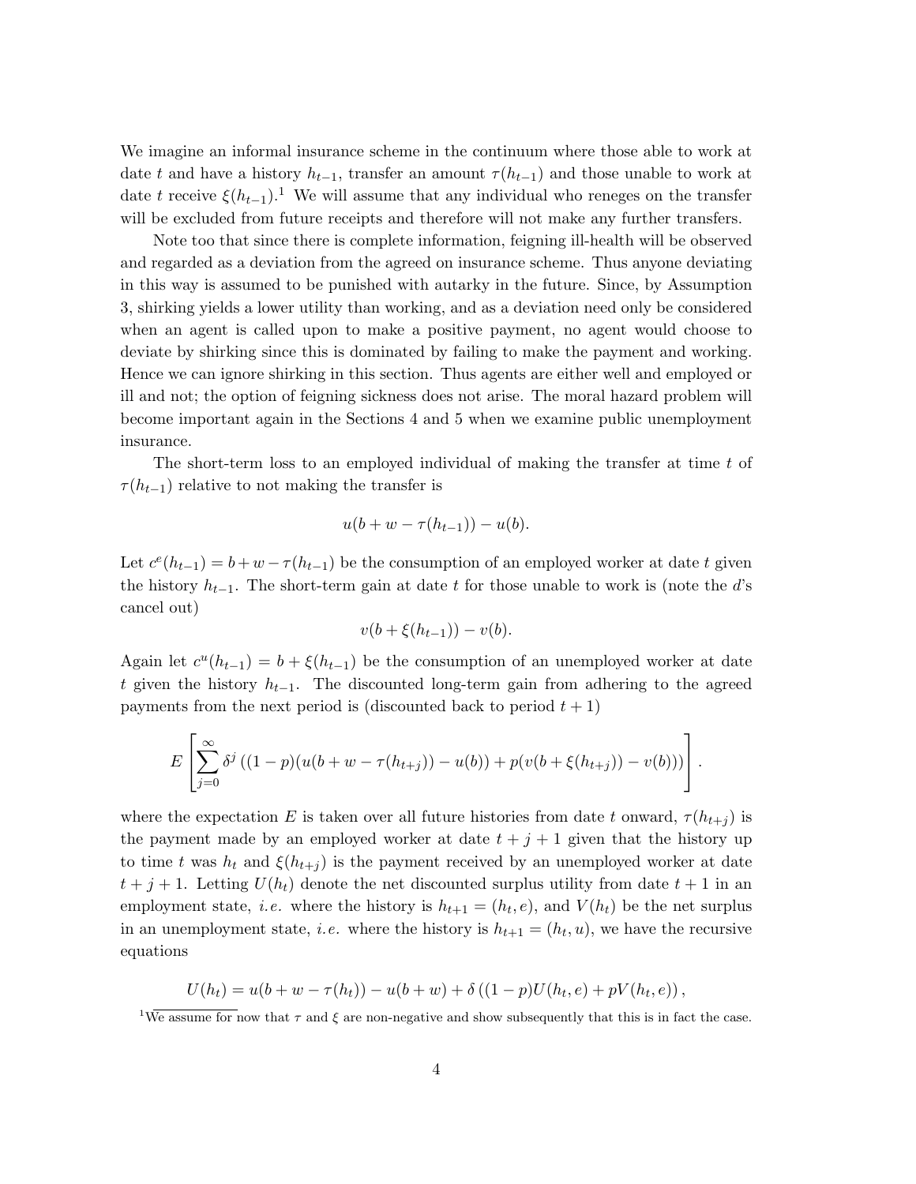We imagine an informal insurance scheme in the continuum where those able to work at date $t$ and have a history $h_{t-1}$, transfer an amount $\tau(h_{t-1})$ and those unable to work at date $t$ receive $\xi(h_{t-1})$.[1] We will assume that any individual who reneges on the transfer will be excluded from future receipts and therefore will not make any further transfers.

Note too that since there is complete information, feigning ill-health will be observed and regarded as a deviation from the agreed on insurance scheme. Thus anyone deviating in this way is assumed to be punished with autarky in the future. Since, by Assumption 3, shirking yields a lower utility than working, and as a deviation need only be considered when an agent is called upon to make a positive payment, no agent would choose to deviate by shirking since this is dominated by failing to make the payment and working. Hence we can ignore shirking in this section. Thus agents are either well and employed or ill and not; the option of feigning sickness does not arise. The moral hazard problem will become important again in the Sections 4 and 5 when we examine public unemployment insurance.

The short-term loss to an employed individual of making the transfer at time $t$ of $\tau(h_{t-1})$ relative to not making the transfer is

$$u(b + w - \tau(h_{t-1})) - u(b).$$

Let $c^e(h_{t-1}) = b + w - \tau(h_{t-1})$ be the consumption of an employed worker at date $t$ given the history $h_{t-1}$. The short-term gain at date $t$ for those unable to work is (note the $d$'s cancel out)

$$v(b + \xi(h_{t-1})) - v(b).$$

Again let $c^u(h_{t-1}) = b + \xi(h_{t-1})$ be the consumption of an unemployed worker at date $t$ given the history $h_{t-1}$. The discounted long-term gain from adhering to the agreed payments from the next period is (discounted back to period $t+1$)

$$E\left[\sum_{j=0}^{\infty} \delta^j \left((1-p)(u(b + w - \tau(h_{t+j})) - u(b)) + p(v(b + \xi(h_{t+j})) - v(b))\right)\right].$$

where the expectation $E$ is taken over all future histories from date $t$ onward, $\tau(h_{t+j})$ is the payment made by an employed worker at date $t+j+1$ given that the history up to time $t$ was $h_t$ and $\xi(h_{t+j})$ is the payment received by an unemployed worker at date $t+j+1$. Letting $U(h_t)$ denote the net discounted surplus utility from date $t+1$ in an employment state, *i.e.* where the history is $h_{t+1} = (h_t, e)$, and $V(h_t)$ be the net surplus in an unemployment state, *i.e.* where the history is $h_{t+1} = (h_t, u)$, we have the recursive equations

$$U(h_t) = u(b + w - \tau(h_t)) - u(b + w) + \delta\left((1-p)U(h_t, e) + pV(h_t, e)\right),$$

[1] We assume for now that $\tau$ and $\xi$ are non-negative and show subsequently that this is in fact the case.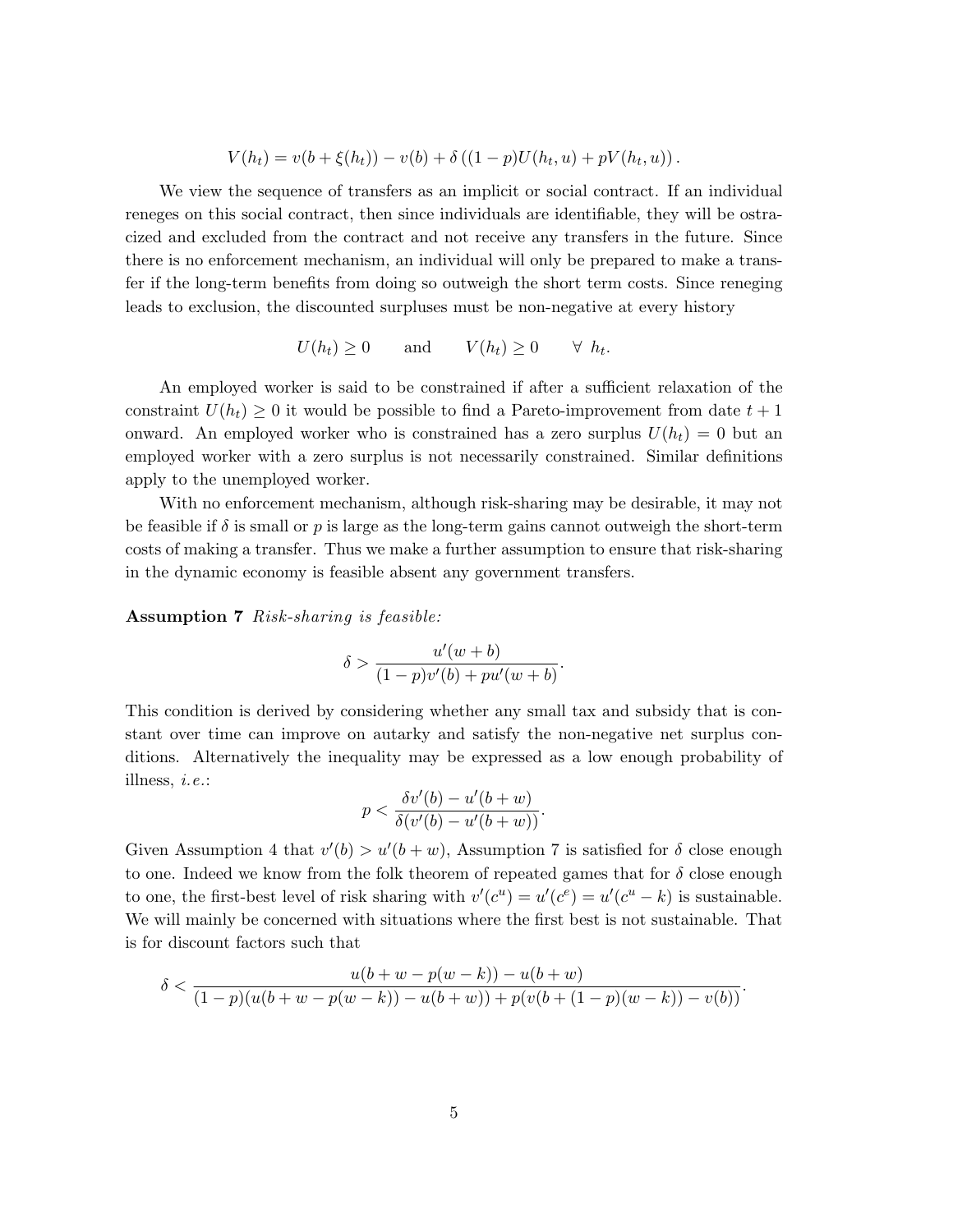$$V(h_t) = v(b + \xi(h_t)) - v(b) + \delta \left( (1-p)U(h_t, u) + pV(h_t, u) \right).$$

We view the sequence of transfers as an implicit or social contract. If an individual reneges on this social contract, then since individuals are identifiable, they will be ostracized and excluded from the contract and not receive any transfers in the future. Since there is no enforcement mechanism, an individual will only be prepared to make a transfer if the long-term benefits from doing so outweigh the short term costs. Since reneging leads to exclusion, the discounted surpluses must be non-negative at every history

$$U(h_t) \geq 0 \qquad \text{and} \qquad V(h_t) \geq 0 \qquad \forall \; h_t.$$

An employed worker is said to be constrained if after a sufficient relaxation of the constraint $U(h_t) \geq 0$ it would be possible to find a Pareto-improvement from date $t+1$ onward. An employed worker who is constrained has a zero surplus $U(h_t) = 0$ but an employed worker with a zero surplus is not necessarily constrained. Similar definitions apply to the unemployed worker.

With no enforcement mechanism, although risk-sharing may be desirable, it may not be feasible if $\delta$ is small or $p$ is large as the long-term gains cannot outweigh the short-term costs of making a transfer. Thus we make a further assumption to ensure that risk-sharing in the dynamic economy is feasible absent any government transfers.

**Assumption 7** *Risk-sharing is feasible:*

$$\delta > \frac{u'(w+b)}{(1-p)v'(b) + pu'(w+b)}.$$

This condition is derived by considering whether any small tax and subsidy that is constant over time can improve on autarky and satisfy the non-negative net surplus conditions. Alternatively the inequality may be expressed as a low enough probability of illness, *i.e.*:

$$p < \frac{\delta v'(b) - u'(b+w)}{\delta(v'(b) - u'(b+w))}.$$

Given Assumption 4 that $v'(b) > u'(b+w)$, Assumption 7 is satisfied for $\delta$ close enough to one. Indeed we know from the folk theorem of repeated games that for $\delta$ close enough to one, the first-best level of risk sharing with $v'(c^u) = u'(c^e) = u'(c^u - k)$ is sustainable. We will mainly be concerned with situations where the first best is not sustainable. That is for discount factors such that

$$\delta < \frac{u(b + w - p(w-k)) - u(b+w)}{(1-p)(u(b+w-p(w-k)) - u(b+w)) + p(v(b + (1-p)(w-k)) - v(b))}.$$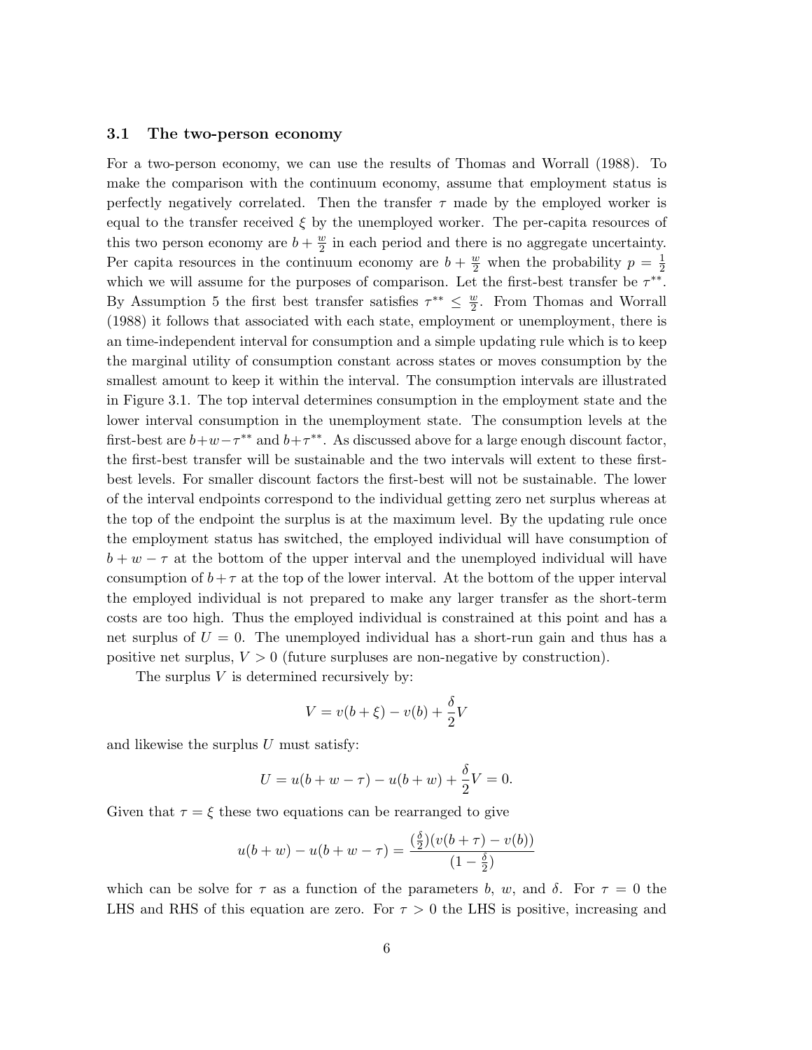### 3.1 The two-person economy

For a two-person economy, we can use the results of Thomas and Worrall (1988). To make the comparison with the continuum economy, assume that employment status is perfectly negatively correlated. Then the transfer $\tau$ made by the employed worker is equal to the transfer received $\xi$ by the unemployed worker. The per-capita resources of this two person economy are $b + \frac{w}{2}$ in each period and there is no aggregate uncertainty. Per capita resources in the continuum economy are $b + \frac{w}{2}$ when the probability $p = \frac{1}{2}$ which we will assume for the purposes of comparison. Let the first-best transfer be $\tau^{**}$. By Assumption 5 the first best transfer satisfies $\tau^{**} \leq \frac{w}{2}$. From Thomas and Worrall (1988) it follows that associated with each state, employment or unemployment, there is an time-independent interval for consumption and a simple updating rule which is to keep the marginal utility of consumption constant across states or moves consumption by the smallest amount to keep it within the interval. The consumption intervals are illustrated in Figure 3.1. The top interval determines consumption in the employment state and the lower interval consumption in the unemployment state. The consumption levels at the first-best are $b+w-\tau^{**}$ and $b+\tau^{**}$. As discussed above for a large enough discount factor, the first-best transfer will be sustainable and the two intervals will extent to these first-best levels. For smaller discount factors the first-best will not be sustainable. The lower of the interval endpoints correspond to the individual getting zero net surplus whereas at the top of the endpoint the surplus is at the maximum level. By the updating rule once the employment status has switched, the employed individual will have consumption of $b + w - \tau$ at the bottom of the upper interval and the unemployed individual will have consumption of $b+\tau$ at the top of the lower interval. At the bottom of the upper interval the employed individual is not prepared to make any larger transfer as the short-term costs are too high. Thus the employed individual is constrained at this point and has a net surplus of $U = 0$. The unemployed individual has a short-run gain and thus has a positive net surplus, $V > 0$ (future surpluses are non-negative by construction).

The surplus $V$ is determined recursively by:

$$V = v(b + \xi) - v(b) + \frac{\delta}{2}V$$

and likewise the surplus $U$ must satisfy:

$$U = u(b + w - \tau) - u(b + w) + \frac{\delta}{2}V = 0.$$

Given that $\tau = \xi$ these two equations can be rearranged to give

$$u(b + w) - u(b + w - \tau) = \frac{(\frac{\delta}{2})(v(b + \tau) - v(b))}{(1 - \frac{\delta}{2})}$$

which can be solve for $\tau$ as a function of the parameters $b$, $w$, and $\delta$. For $\tau = 0$ the LHS and RHS of this equation are zero. For $\tau > 0$ the LHS is positive, increasing and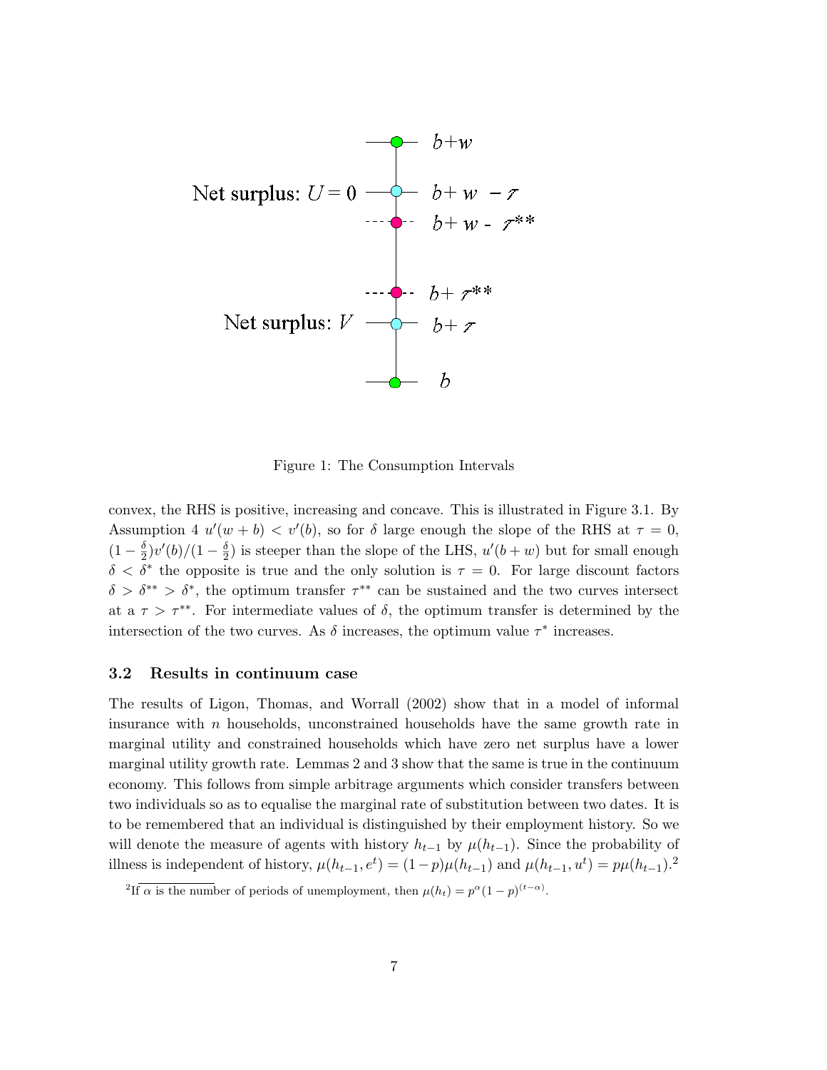Figure 1: The Consumption Intervals

convex, the RHS is positive, increasing and concave. This is illustrated in Figure 3.1. By Assumption 4 $u'(w+b) < v'(b)$, so for $\delta$ large enough the slope of the RHS at $\tau = 0$, $(1-\frac{\delta}{2})v'(b)/(1-\frac{\delta}{2})$ is steeper than the slope of the LHS, $u'(b+w)$ but for small enough $\delta < \delta^*$ the opposite is true and the only solution is $\tau = 0$. For large discount factors $\delta > \delta^{**} > \delta^*$, the optimum transfer $\tau^{**}$ can be sustained and the two curves intersect at a $\tau > \tau^{**}$. For intermediate values of $\delta$, the optimum transfer is determined by the intersection of the two curves. As $\delta$ increases, the optimum value $\tau^*$ increases.

### 3.2 Results in continuum case

The results of Ligon, Thomas, and Worrall (2002) show that in a model of informal insurance with $n$ households, unconstrained households have the same growth rate in marginal utility and constrained households which have zero net surplus have a lower marginal utility growth rate. Lemmas 2 and 3 show that the same is true in the continuum economy. This follows from simple arbitrage arguments which consider transfers between two individuals so as to equalise the marginal rate of substitution between two dates. It is to be remembered that an individual is distinguished by their employment history. So we will denote the measure of agents with history $h_{t-1}$ by $\mu(h_{t-1})$. Since the probability of illness is independent of history, $\mu(h_{t-1}, e^t) = (1-p)\mu(h_{t-1})$ and $\mu(h_{t-1}, u^t) = p\mu(h_{t-1})$.[2]

[2]If $\alpha$ is the number of periods of unemployment, then $\mu(h_t) = p^{\alpha}(1-p)^{(t-\alpha)}$.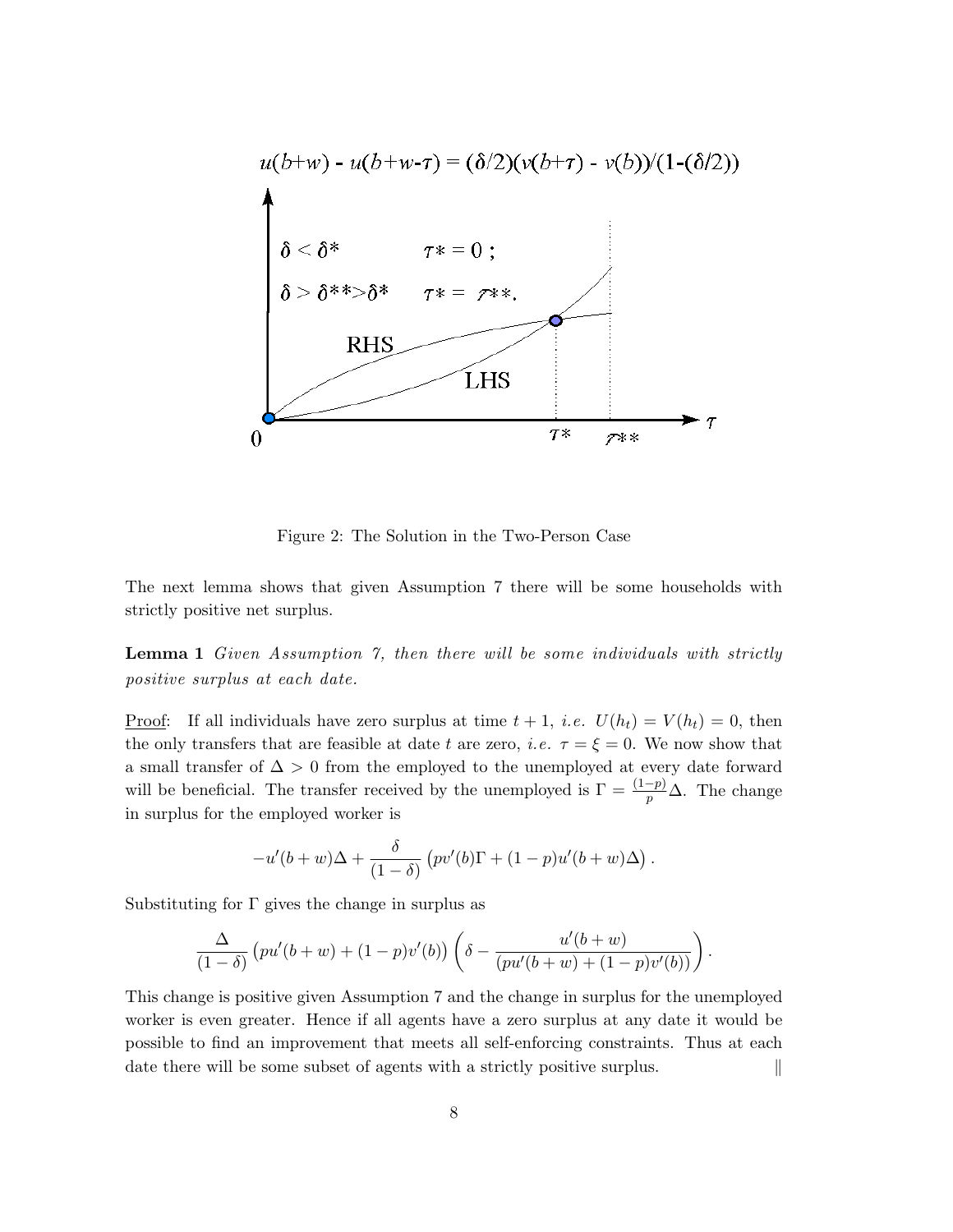$$u(b+w) - u(b+w-\tau) = (\delta/2)(v(b+\tau) - v(b))/(1-(\delta/2))$$

$\delta < \delta^*$ $\quad \tau^* = 0$ ;

$\delta > \delta^{**} > \delta^*$ $\quad \tau^* = \tau^{**}$.

Figure 2: The Solution in the Two-Person Case

The next lemma shows that given Assumption 7 there will be some households with strictly positive net surplus.

**Lemma 1** *Given Assumption 7, then there will be some individuals with strictly positive surplus at each date.*

Proof: If all individuals have zero surplus at time $t+1$, *i.e.* $U(h_t) = V(h_t) = 0$, then the only transfers that are feasible at date $t$ are zero, *i.e.* $\tau = \xi = 0$. We now show that a small transfer of $\Delta > 0$ from the employed to the unemployed at every date forward will be beneficial. The transfer received by the unemployed is $\Gamma = \frac{(1-p)}{p}\Delta$. The change in surplus for the employed worker is

$$-u'(b+w)\Delta + \frac{\delta}{(1-\delta)}\left(pv'(b)\Gamma + (1-p)u'(b+w)\Delta\right).$$

Substituting for $\Gamma$ gives the change in surplus as

$$\frac{\Delta}{(1-\delta)}\left(pu'(b+w) + (1-p)v'(b)\right)\left(\delta - \frac{u'(b+w)}{(pu'(b+w) + (1-p)v'(b))}\right).$$

This change is positive given Assumption 7 and the change in surplus for the unemployed worker is even greater. Hence if all agents have a zero surplus at any date it would be possible to find an improvement that meets all self-enforcing constraints. Thus at each date there will be some subset of agents with a strictly positive surplus. $\|$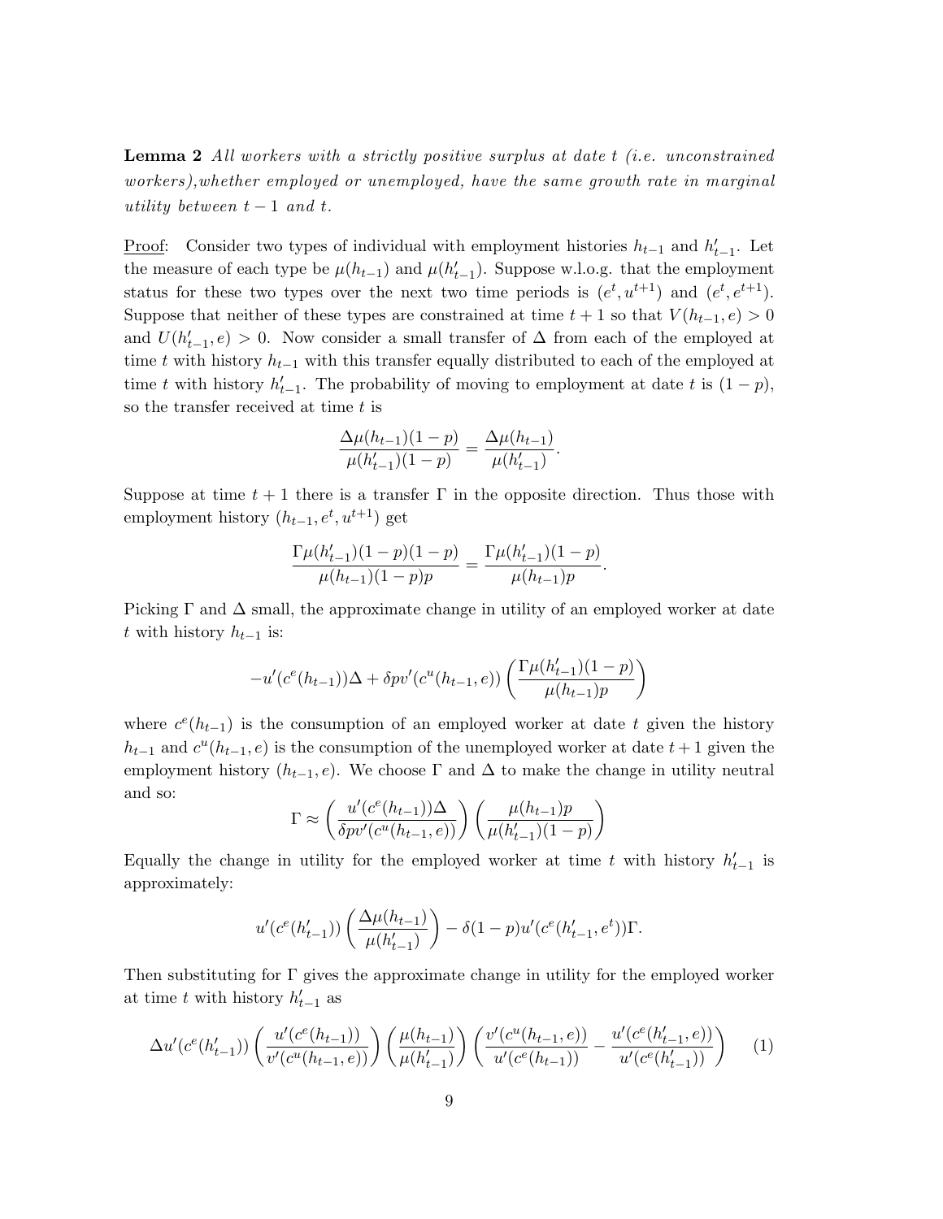**Lemma 2** *All workers with a strictly positive surplus at date $t$ (i.e. unconstrained workers),whether employed or unemployed, have the same growth rate in marginal utility between $t-1$ and $t$.*

Proof: Consider two types of individual with employment histories $h_{t-1}$ and $h'_{t-1}$. Let the measure of each type be $\mu(h_{t-1})$ and $\mu(h'_{t-1})$. Suppose w.l.o.g. that the employment status for these two types over the next two time periods is $(e^t, u^{t+1})$ and $(e^t, e^{t+1})$. Suppose that neither of these types are constrained at time $t+1$ so that $V(h_{t-1}, e) > 0$ and $U(h'_{t-1}, e) > 0$. Now consider a small transfer of $\Delta$ from each of the employed at time $t$ with history $h_{t-1}$ with this transfer equally distributed to each of the employed at time $t$ with history $h'_{t-1}$. The probability of moving to employment at date $t$ is $(1-p)$, so the transfer received at time $t$ is

$$\frac{\Delta\mu(h_{t-1})(1-p)}{\mu(h'_{t-1})(1-p)} = \frac{\Delta\mu(h_{t-1})}{\mu(h'_{t-1})}.$$

Suppose at time $t+1$ there is a transfer $\Gamma$ in the opposite direction. Thus those with employment history $(h_{t-1}, e^t, u^{t+1})$ get

$$\frac{\Gamma\mu(h'_{t-1})(1-p)(1-p)}{\mu(h_{t-1})(1-p)p} = \frac{\Gamma\mu(h'_{t-1})(1-p)}{\mu(h_{t-1})p}.$$

Picking $\Gamma$ and $\Delta$ small, the approximate change in utility of an employed worker at date $t$ with history $h_{t-1}$ is:

$$-u'(c^e(h_{t-1}))\Delta + \delta p v'(c^u(h_{t-1}, e)) \left( \frac{\Gamma\mu(h'_{t-1})(1-p)}{\mu(h_{t-1})p} \right)$$

where $c^e(h_{t-1})$ is the consumption of an employed worker at date $t$ given the history $h_{t-1}$ and $c^u(h_{t-1}, e)$ is the consumption of the unemployed worker at date $t+1$ given the employment history $(h_{t-1}, e)$. We choose $\Gamma$ and $\Delta$ to make the change in utility neutral and so:

$$\Gamma \approx \left( \frac{u'(c^e(h_{t-1}))\Delta}{\delta p v'(c^u(h_{t-1}, e))} \right) \left( \frac{\mu(h_{t-1})p}{\mu(h'_{t-1})(1-p)} \right)$$

Equally the change in utility for the employed worker at time $t$ with history $h'_{t-1}$ is approximately:

$$u'(c^e(h'_{t-1})) \left( \frac{\Delta\mu(h_{t-1})}{\mu(h'_{t-1})} \right) - \delta(1-p)u'(c^e(h'_{t-1}, e^t))\Gamma.$$

Then substituting for $\Gamma$ gives the approximate change in utility for the employed worker at time $t$ with history $h'_{t-1}$ as

$$\Delta u'(c^e(h'_{t-1})) \left( \frac{u'(c^e(h_{t-1}))}{v'(c^u(h_{t-1}, e))} \right) \left( \frac{\mu(h_{t-1})}{\mu(h'_{t-1})} \right) \left( \frac{v'(c^u(h_{t-1}, e))}{u'(c^e(h_{t-1}))} - \frac{u'(c^e(h'_{t-1}, e))}{u'(c^e(h'_{t-1}))} \right) \tag{1}$$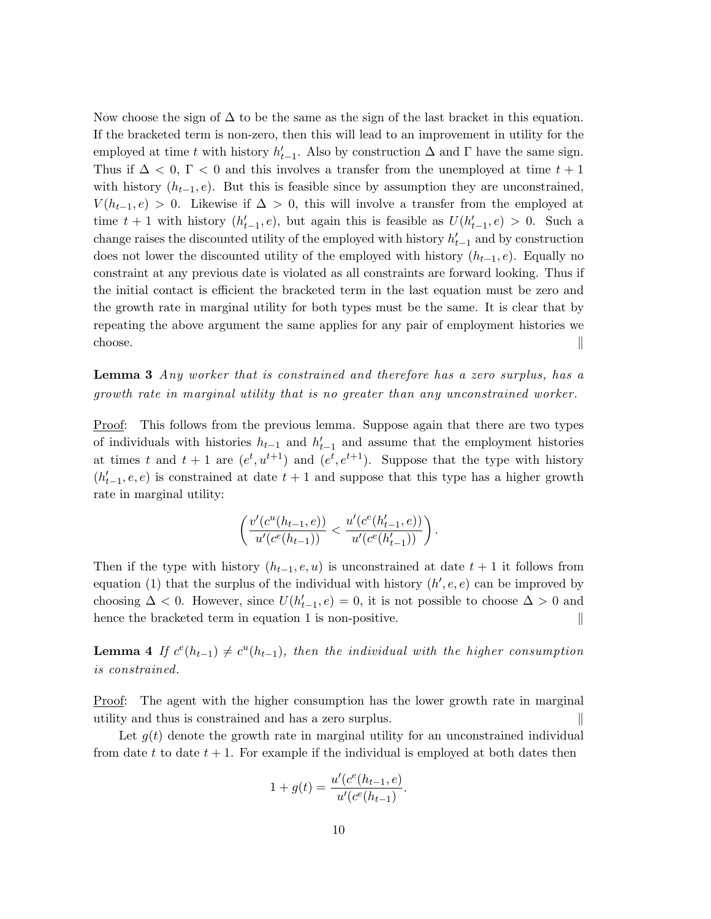Now choose the sign of $\Delta$ to be the same as the sign of the last bracket in this equation. If the bracketed term is non-zero, then this will lead to an improvement in utility for the employed at time $t$ with history $h'_{t-1}$. Also by construction $\Delta$ and $\Gamma$ have the same sign. Thus if $\Delta < 0$, $\Gamma < 0$ and this involves a transfer from the unemployed at time $t+1$ with history $(h_{t-1}, e)$. But this is feasible since by assumption they are unconstrained, $V(h_{t-1}, e) > 0$. Likewise if $\Delta > 0$, this will involve a transfer from the employed at time $t+1$ with history $(h'_{t-1}, e)$, but again this is feasible as $U(h'_{t-1}, e) > 0$. Such a change raises the discounted utility of the employed with history $h'_{t-1}$ and by construction does not lower the discounted utility of the employed with history $(h_{t-1}, e)$. Equally no constraint at any previous date is violated as all constraints are forward looking. Thus if the initial contact is efficient the bracketed term in the last equation must be zero and the growth rate in marginal utility for both types must be the same. It is clear that by repeating the above argument the same applies for any pair of employment histories we choose. ‖

**Lemma 3** *Any worker that is constrained and therefore has a zero surplus, has a growth rate in marginal utility that is no greater than any unconstrained worker.*

Proof: This follows from the previous lemma. Suppose again that there are two types of individuals with histories $h_{t-1}$ and $h'_{t-1}$ and assume that the employment histories at times $t$ and $t+1$ are $(e^t, u^{t+1})$ and $(e^t, e^{t+1})$. Suppose that the type with history $(h'_{t-1}, e, e)$ is constrained at date $t+1$ and suppose that this type has a higher growth rate in marginal utility:

$$\left( \frac{v'(c^u(h_{t-1}, e))}{u'(c^e(h_{t-1}))} < \frac{u'(c^e(h'_{t-1}, e))}{u'(c^e(h'_{t-1}))} \right).$$

Then if the type with history $(h_{t-1}, e, u)$ is unconstrained at date $t+1$ it follows from equation (1) that the surplus of the individual with history $(h', e, e)$ can be improved by choosing $\Delta < 0$. However, since $U(h'_{t-1}, e) = 0$, it is not possible to choose $\Delta > 0$ and hence the bracketed term in equation 1 is non-positive. ‖

**Lemma 4** *If $c^e(h_{t-1}) \neq c^u(h_{t-1})$, then the individual with the higher consumption is constrained.*

Proof: The agent with the higher consumption has the lower growth rate in marginal utility and thus is constrained and has a zero surplus. ‖

Let $g(t)$ denote the growth rate in marginal utility for an unconstrained individual from date $t$ to date $t+1$. For example if the individual is employed at both dates then

$$1 + g(t) = \frac{u'(c^e(h_{t-1}, e)}{u'(c^e(h_{t-1})}.$$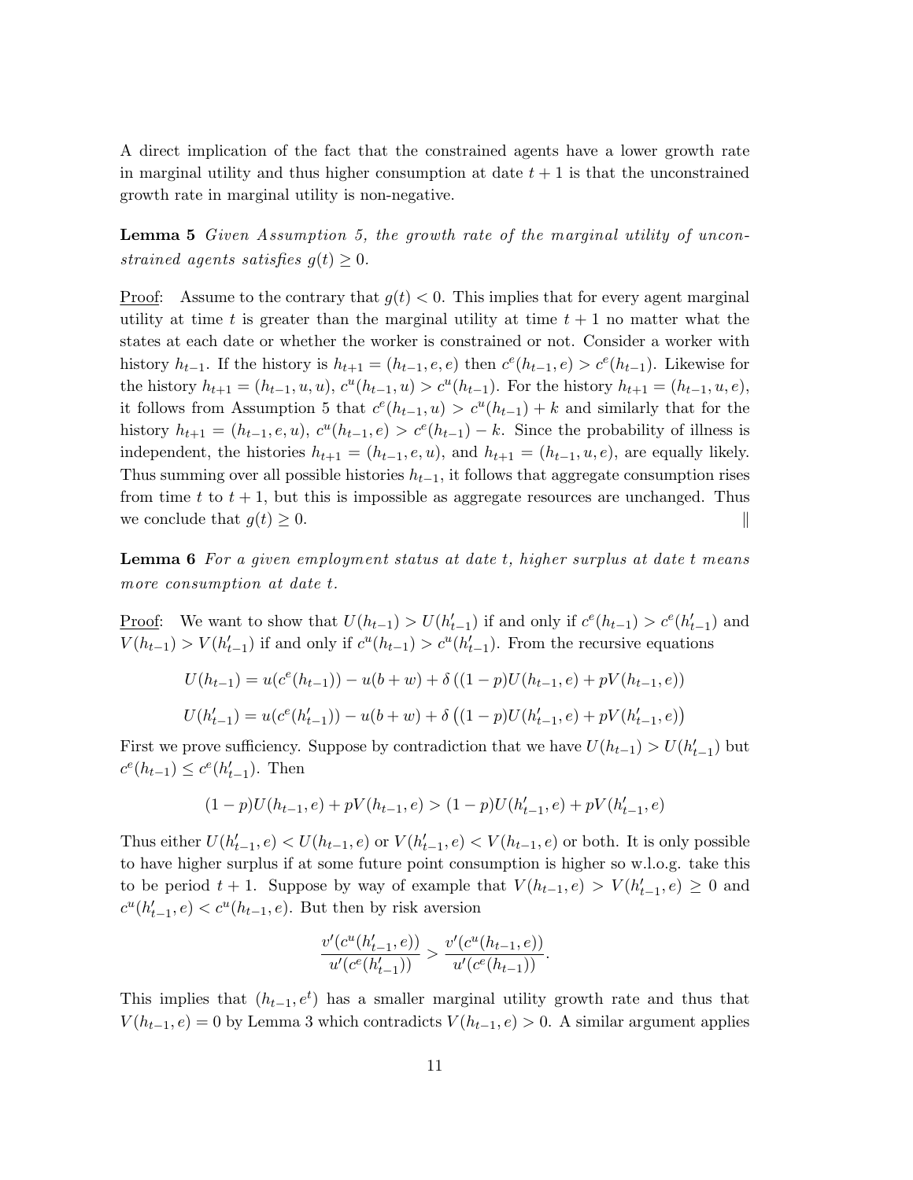A direct implication of the fact that the constrained agents have a lower growth rate in marginal utility and thus higher consumption at date $t+1$ is that the unconstrained growth rate in marginal utility is non-negative.

**Lemma 5** *Given Assumption 5, the growth rate of the marginal utility of unconstrained agents satisfies $g(t) \geq 0$.*

<u>Proof</u>: Assume to the contrary that $g(t) < 0$. This implies that for every agent marginal utility at time $t$ is greater than the marginal utility at time $t+1$ no matter what the states at each date or whether the worker is constrained or not. Consider a worker with history $h_{t-1}$. If the history is $h_{t+1} = (h_{t-1}, e, e)$ then $c^e(h_{t-1}, e) > c^e(h_{t-1})$. Likewise for the history $h_{t+1} = (h_{t-1}, u, u)$, $c^u(h_{t-1}, u) > c^u(h_{t-1})$. For the history $h_{t+1} = (h_{t-1}, u, e)$, it follows from Assumption 5 that $c^e(h_{t-1}, u) > c^u(h_{t-1}) + k$ and similarly that for the history $h_{t+1} = (h_{t-1}, e, u)$, $c^u(h_{t-1}, e) > c^e(h_{t-1}) - k$. Since the probability of illness is independent, the histories $h_{t+1} = (h_{t-1}, e, u)$, and $h_{t+1} = (h_{t-1}, u, e)$, are equally likely. Thus summing over all possible histories $h_{t-1}$, it follows that aggregate consumption rises from time $t$ to $t+1$, but this is impossible as aggregate resources are unchanged. Thus we conclude that $g(t) \geq 0$. ∥

**Lemma 6** *For a given employment status at date $t$, higher surplus at date $t$ means more consumption at date $t$.*

<u>Proof</u>: We want to show that $U(h_{t-1}) > U(h'_{t-1})$ if and only if $c^e(h_{t-1}) > c^e(h'_{t-1})$ and $V(h_{t-1}) > V(h'_{t-1})$ if and only if $c^u(h_{t-1}) > c^u(h'_{t-1})$. From the recursive equations

$$U(h_{t-1}) = u(c^e(h_{t-1})) - u(b+w) + \delta\left((1-p)U(h_{t-1}, e) + pV(h_{t-1}, e)\right)$$

$$U(h'_{t-1}) = u(c^e(h'_{t-1})) - u(b+w) + \delta\left((1-p)U(h'_{t-1}, e) + pV(h'_{t-1}, e)\right)$$

First we prove sufficiency. Suppose by contradiction that we have $U(h_{t-1}) > U(h'_{t-1})$ but $c^e(h_{t-1}) \leq c^e(h'_{t-1})$. Then

$$(1-p)U(h_{t-1}, e) + pV(h_{t-1}, e) > (1-p)U(h'_{t-1}, e) + pV(h'_{t-1}, e)$$

Thus either $U(h'_{t-1}, e) < U(h_{t-1}, e)$ or $V(h'_{t-1}, e) < V(h_{t-1}, e)$ or both. It is only possible to have higher surplus if at some future point consumption is higher so w.l.o.g. take this to be period $t+1$. Suppose by way of example that $V(h_{t-1}, e) > V(h'_{t-1}, e) \geq 0$ and $c^u(h'_{t-1}, e) < c^u(h_{t-1}, e)$. But then by risk aversion

$$\frac{v'(c^u(h'_{t-1}, e))}{u'(c^e(h'_{t-1}))} > \frac{v'(c^u(h_{t-1}, e))}{u'(c^e(h_{t-1}))}.$$

This implies that $(h_{t-1}, e^t)$ has a smaller marginal utility growth rate and thus that $V(h_{t-1}, e) = 0$ by Lemma 3 which contradicts $V(h_{t-1}, e) > 0$. A similar argument applies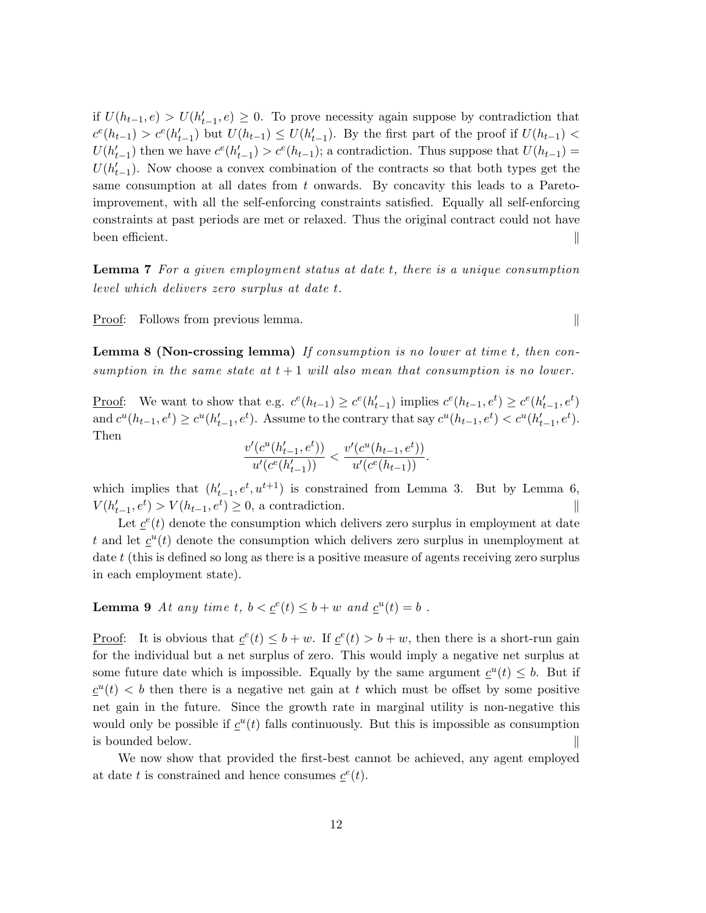if $U(h_{t-1}, e) > U(h'_{t-1}, e) \geq 0$. To prove necessity again suppose by contradiction that $c^e(h_{t-1}) > c^e(h'_{t-1})$ but $U(h_{t-1}) \leq U(h'_{t-1})$. By the first part of the proof if $U(h_{t-1}) < U(h'_{t-1})$ then we have $c^e(h'_{t-1}) > c^e(h_{t-1})$; a contradiction. Thus suppose that $U(h_{t-1}) = U(h'_{t-1})$. Now choose a convex combination of the contracts so that both types get the same consumption at all dates from $t$ onwards. By concavity this leads to a Pareto-improvement, with all the self-enforcing constraints satisfied. Equally all self-enforcing constraints at past periods are met or relaxed. Thus the original contract could not have been efficient. ‖

**Lemma 7** *For a given employment status at date t, there is a unique consumption level which delivers zero surplus at date t.*

Proof: Follows from previous lemma. ‖

**Lemma 8 (Non-crossing lemma)** *If consumption is no lower at time t, then consumption in the same state at t + 1 will also mean that consumption is no lower.*

Proof: We want to show that e.g. $c^e(h_{t-1}) \geq c^e(h'_{t-1})$ implies $c^e(h_{t-1}, e^t) \geq c^e(h'_{t-1}, e^t)$ and $c^u(h_{t-1}, e^t) \geq c^u(h'_{t-1}, e^t)$. Assume to the contrary that say $c^u(h_{t-1}, e^t) < c^u(h'_{t-1}, e^t)$. Then

$$\frac{v'(c^u(h'_{t-1}, e^t))}{u'(c^e(h'_{t-1}))} < \frac{v'(c^u(h_{t-1}, e^t))}{u'(c^e(h_{t-1}))}.$$

which implies that $(h'_{t-1}, e^t, u^{t+1})$ is constrained from Lemma 3. But by Lemma 6, $V(h'_{t-1}, e^t) > V(h_{t-1}, e^t) \geq 0$, a contradiction. ‖

Let $\underline{c}^e(t)$ denote the consumption which delivers zero surplus in employment at date $t$ and let $\underline{c}^u(t)$ denote the consumption which delivers zero surplus in unemployment at date $t$ (this is defined so long as there is a positive measure of agents receiving zero surplus in each employment state).

**Lemma 9** *At any time t, $b < \underline{c}^e(t) \leq b + w$ and $\underline{c}^u(t) = b$ .*

Proof: It is obvious that $\underline{c}^e(t) \leq b + w$. If $\underline{c}^e(t) > b + w$, then there is a short-run gain for the individual but a net surplus of zero. This would imply a negative net surplus at some future date which is impossible. Equally by the same argument $\underline{c}^u(t) \leq b$. But if $\underline{c}^u(t) < b$ then there is a negative net gain at $t$ which must be offset by some positive net gain in the future. Since the growth rate in marginal utility is non-negative this would only be possible if $\underline{c}^u(t)$ falls continuously. But this is impossible as consumption is bounded below. ‖

We now show that provided the first-best cannot be achieved, any agent employed at date $t$ is constrained and hence consumes $\underline{c}^e(t)$.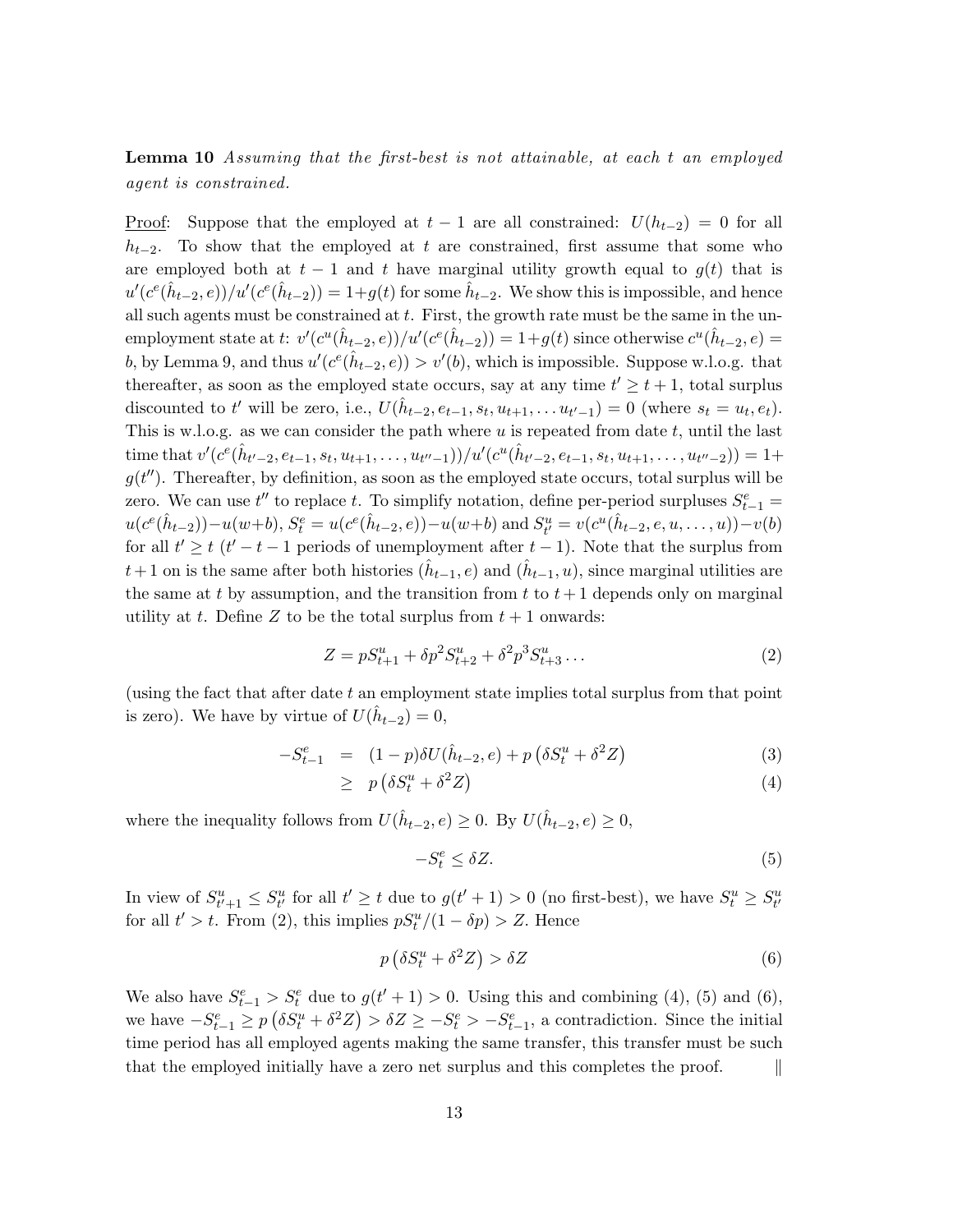**Lemma 10** *Assuming that the first-best is not attainable, at each $t$ an employed agent is constrained.*

<u>Proof</u>: Suppose that the employed at $t-1$ are all constrained: $U(h_{t-2}) = 0$ for all $h_{t-2}$. To show that the employed at $t$ are constrained, first assume that some who are employed both at $t-1$ and $t$ have marginal utility growth equal to $g(t)$ that is $u'(c^e(\hat{h}_{t-2}, e))/u'(c^e(\hat{h}_{t-2})) = 1+g(t)$ for some $\hat{h}_{t-2}$. We show this is impossible, and hence all such agents must be constrained at $t$. First, the growth rate must be the same in the unemployment state at $t$: $v'(c^u(\hat{h}_{t-2}, e))/u'(c^e(\hat{h}_{t-2})) = 1+g(t)$ since otherwise $c^u(\hat{h}_{t-2}, e) = b$, by Lemma 9, and thus $u'(c^e(\hat{h}_{t-2}, e)) > v'(b)$, which is impossible. Suppose w.l.o.g. that thereafter, as soon as the employed state occurs, say at any time $t' \geq t+1$, total surplus discounted to $t'$ will be zero, i.e., $U(\hat{h}_{t-2}, e_{t-1}, s_t, u_{t+1}, \ldots u_{t'-1}) = 0$ (where $s_t = u_t, e_t$). This is w.l.o.g. as we can consider the path where $u$ is repeated from date $t$, until the last time that $v'(c^e(\hat{h}_{t'-2}, e_{t-1}, s_t, u_{t+1}, \ldots, u_{t''-1}))/u'(c^u(\hat{h}_{t'-2}, e_{t-1}, s_t, u_{t+1}, \ldots, u_{t''-2})) = 1+g(t'')$. Thereafter, by definition, as soon as the employed state occurs, total surplus will be zero. We can use $t''$ to replace $t$. To simplify notation, define per-period surpluses $S^e_{t-1} = u(c^e(\hat{h}_{t-2})) - u(w+b)$, $S^e_t = u(c^e(\hat{h}_{t-2}, e)) - u(w+b)$ and $S^u_{t'} = v(c^u(\hat{h}_{t-2}, e, u, \ldots, u)) - v(b)$ for all $t' \geq t$ ($t'-t-1$ periods of unemployment after $t-1$). Note that the surplus from $t+1$ on is the same after both histories $(\hat{h}_{t-1}, e)$ and $(\hat{h}_{t-1}, u)$, since marginal utilities are the same at $t$ by assumption, and the transition from $t$ to $t+1$ depends only on marginal utility at $t$. Define $Z$ to be the total surplus from $t+1$ onwards:

$$Z = pS^u_{t+1} + \delta p^2 S^u_{t+2} + \delta^2 p^3 S^u_{t+3} \ldots \tag{2}$$

(using the fact that after date $t$ an employment state implies total surplus from that point is zero). We have by virtue of $U(\hat{h}_{t-2}) = 0$,

$$\begin{aligned} -S^e_{t-1} &= (1-p)\delta U(\hat{h}_{t-2}, e) + p\left(\delta S^u_t + \delta^2 Z\right) && (3) \\ &\geq p\left(\delta S^u_t + \delta^2 Z\right) && (4) \end{aligned}$$

where the inequality follows from $U(\hat{h}_{t-2}, e) \geq 0$. By $U(\hat{h}_{t-2}, e) \geq 0$,

$$-S^e_t \leq \delta Z. \tag{5}$$

In view of $S^u_{t'+1} \leq S^u_{t'}$ for all $t' \geq t$ due to $g(t'+1) > 0$ (no first-best), we have $S^u_t \geq S^u_{t'}$ for all $t' > t$. From (2), this implies $pS^u_t/(1-\delta p) > Z$. Hence

$$p\left(\delta S^u_t + \delta^2 Z\right) > \delta Z \tag{6}$$

We also have $S^e_{t-1} > S^e_t$ due to $g(t'+1) > 0$. Using this and combining (4), (5) and (6), we have $-S^e_{t-1} \geq p\left(\delta S^u_t + \delta^2 Z\right) > \delta Z \geq -S^e_t > -S^e_{t-1}$, a contradiction. Since the initial time period has all employed agents making the same transfer, this transfer must be such that the employed initially have a zero net surplus and this completes the proof. ‖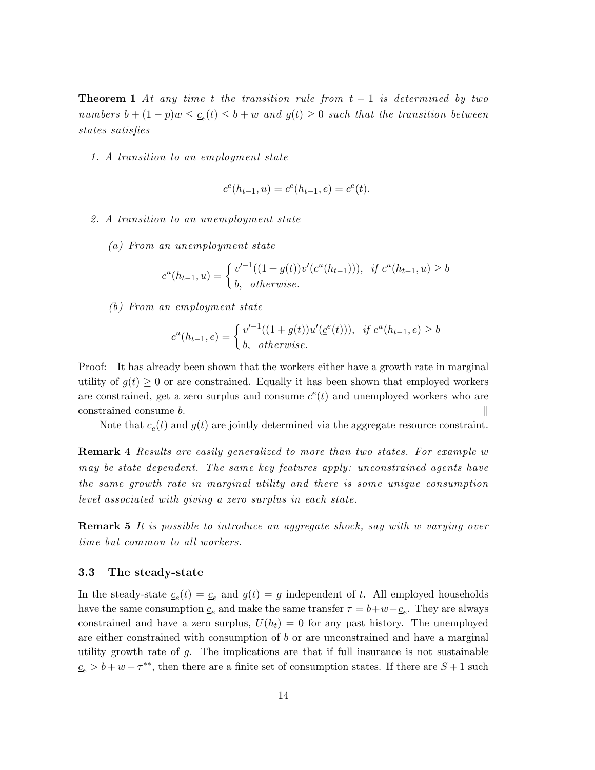**Theorem 1** *At any time $t$ the transition rule from $t-1$ is determined by two numbers $b + (1-p)w \leq \underline{c}_e(t) \leq b + w$ and $g(t) \geq 0$ such that the transition between states satisfies*

1. *A transition to an employment state*

$$c^e(h_{t-1}, u) = c^e(h_{t-1}, e) = \underline{c}^e(t).$$

2. *A transition to an unemployment state*

   *(a) From an unemployment state*

$$c^u(h_{t-1}, u) = \begin{cases} v'^{-1}((1+g(t))v'(c^u(h_{t-1}))), & \text{if } c^u(h_{t-1}, u) \geq b \\ b, & \text{otherwise.} \end{cases}$$

   *(b) From an employment state*

$$c^u(h_{t-1}, e) = \begin{cases} v'^{-1}((1+g(t))u'(\underline{c}^e(t))), & \text{if } c^u(h_{t-1}, e) \geq b \\ b, & \text{otherwise.} \end{cases}$$

Proof: It has already been shown that the workers either have a growth rate in marginal utility of $g(t) \geq 0$ or are constrained. Equally it has been shown that employed workers are constrained, get a zero surplus and consume $\underline{c}^e(t)$ and unemployed workers who are constrained consume $b$. ‖

Note that $\underline{c}_e(t)$ and $g(t)$ are jointly determined via the aggregate resource constraint.

**Remark 4** *Results are easily generalized to more than two states. For example $w$ may be state dependent. The same key features apply: unconstrained agents have the same growth rate in marginal utility and there is some unique consumption level associated with giving a zero surplus in each state.*

**Remark 5** *It is possible to introduce an aggregate shock, say with $w$ varying over time but common to all workers.*

### 3.3 The steady-state

In the steady-state $\underline{c}_e(t) = \underline{c}_e$ and $g(t) = g$ independent of $t$. All employed households have the same consumption $\underline{c}_e$ and make the same transfer $\tau = b + w - \underline{c}_e$. They are always constrained and have a zero surplus, $U(h_t) = 0$ for any past history. The unemployed are either constrained with consumption of $b$ or are unconstrained and have a marginal utility growth rate of $g$. The implications are that if full insurance is not sustainable $\underline{c}_e > b + w - \tau^{**}$, then there are a finite set of consumption states. If there are $S+1$ such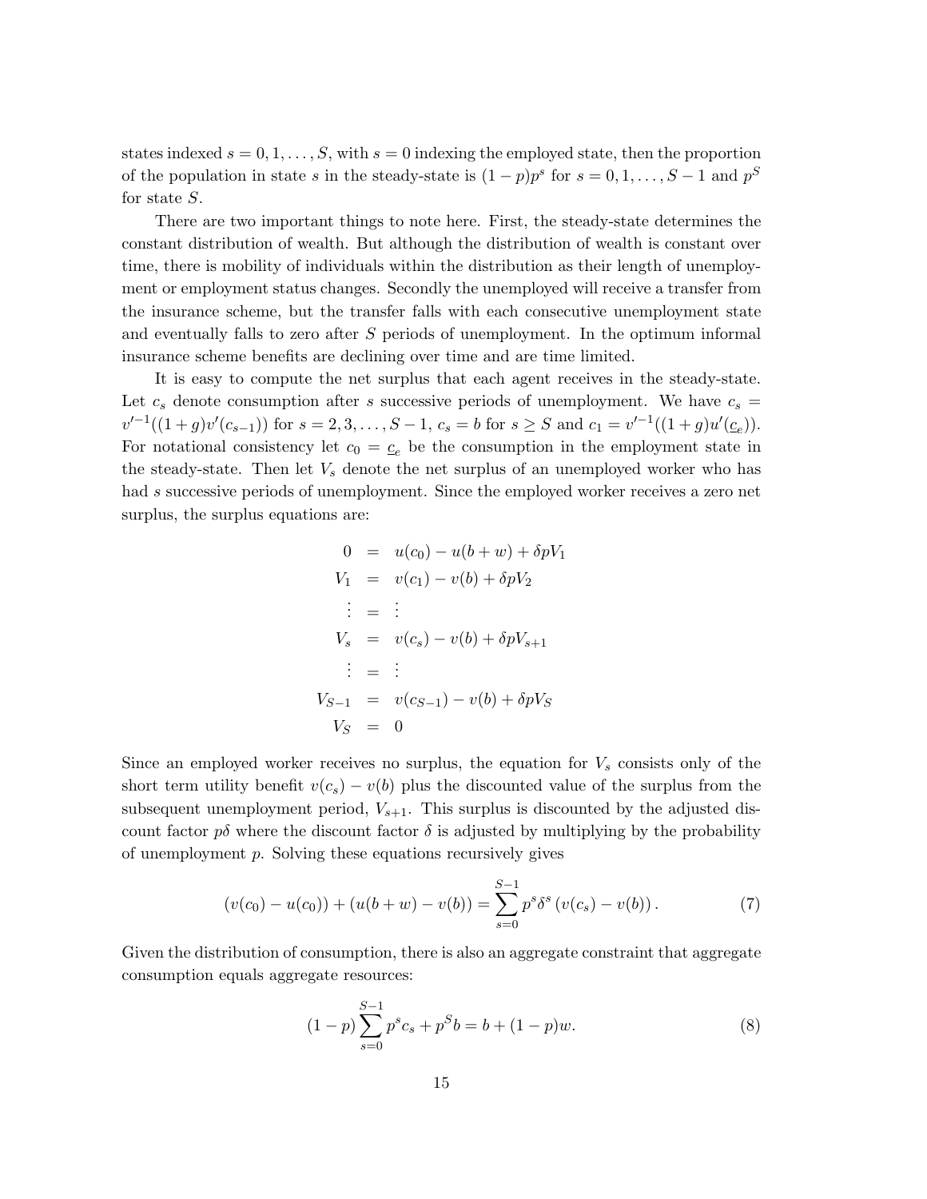states indexed $s = 0, 1, \ldots, S$, with $s = 0$ indexing the employed state, then the proportion of the population in state $s$ in the steady-state is $(1-p)p^s$ for $s = 0, 1, \ldots, S-1$ and $p^S$ for state $S$.

There are two important things to note here. First, the steady-state determines the constant distribution of wealth. But although the distribution of wealth is constant over time, there is mobility of individuals within the distribution as their length of unemployment or employment status changes. Secondly the unemployed will receive a transfer from the insurance scheme, but the transfer falls with each consecutive unemployment state and eventually falls to zero after $S$ periods of unemployment. In the optimum informal insurance scheme benefits are declining over time and are time limited.

It is easy to compute the net surplus that each agent receives in the steady-state. Let $c_s$ denote consumption after $s$ successive periods of unemployment. We have $c_s = v'^{-1}((1+g)v'(c_{s-1}))$ for $s = 2, 3, \ldots, S-1$, $c_s = b$ for $s \geq S$ and $c_1 = v'^{-1}((1+g)u'(\underline{c}_e))$. For notational consistency let $c_0 = \underline{c}_e$ be the consumption in the employment state in the steady-state. Then let $V_s$ denote the net surplus of an unemployed worker who has had $s$ successive periods of unemployment. Since the employed worker receives a zero net surplus, the surplus equations are:

$$
\begin{aligned}
0 &= u(c_0) - u(b+w) + \delta p V_1 \\
V_1 &= v(c_1) - v(b) + \delta p V_2 \\
\vdots &= \vdots \\
V_s &= v(c_s) - v(b) + \delta p V_{s+1} \\
\vdots &= \vdots \\
V_{S-1} &= v(c_{S-1}) - v(b) + \delta p V_S \\
V_S &= 0
\end{aligned}
$$

Since an employed worker receives no surplus, the equation for $V_s$ consists only of the short term utility benefit $v(c_s) - v(b)$ plus the discounted value of the surplus from the subsequent unemployment period, $V_{s+1}$. This surplus is discounted by the adjusted discount factor $p\delta$ where the discount factor $\delta$ is adjusted by multiplying by the probability of unemployment $p$. Solving these equations recursively gives

$$
(v(c_0) - u(c_0)) + (u(b+w) - v(b)) = \sum_{s=0}^{S-1} p^s \delta^s \left(v(c_s) - v(b)\right). \tag{7}
$$

Given the distribution of consumption, there is also an aggregate constraint that aggregate consumption equals aggregate resources:

$$
(1-p)\sum_{s=0}^{S-1} p^s c_s + p^S b = b + (1-p)w. \tag{8}
$$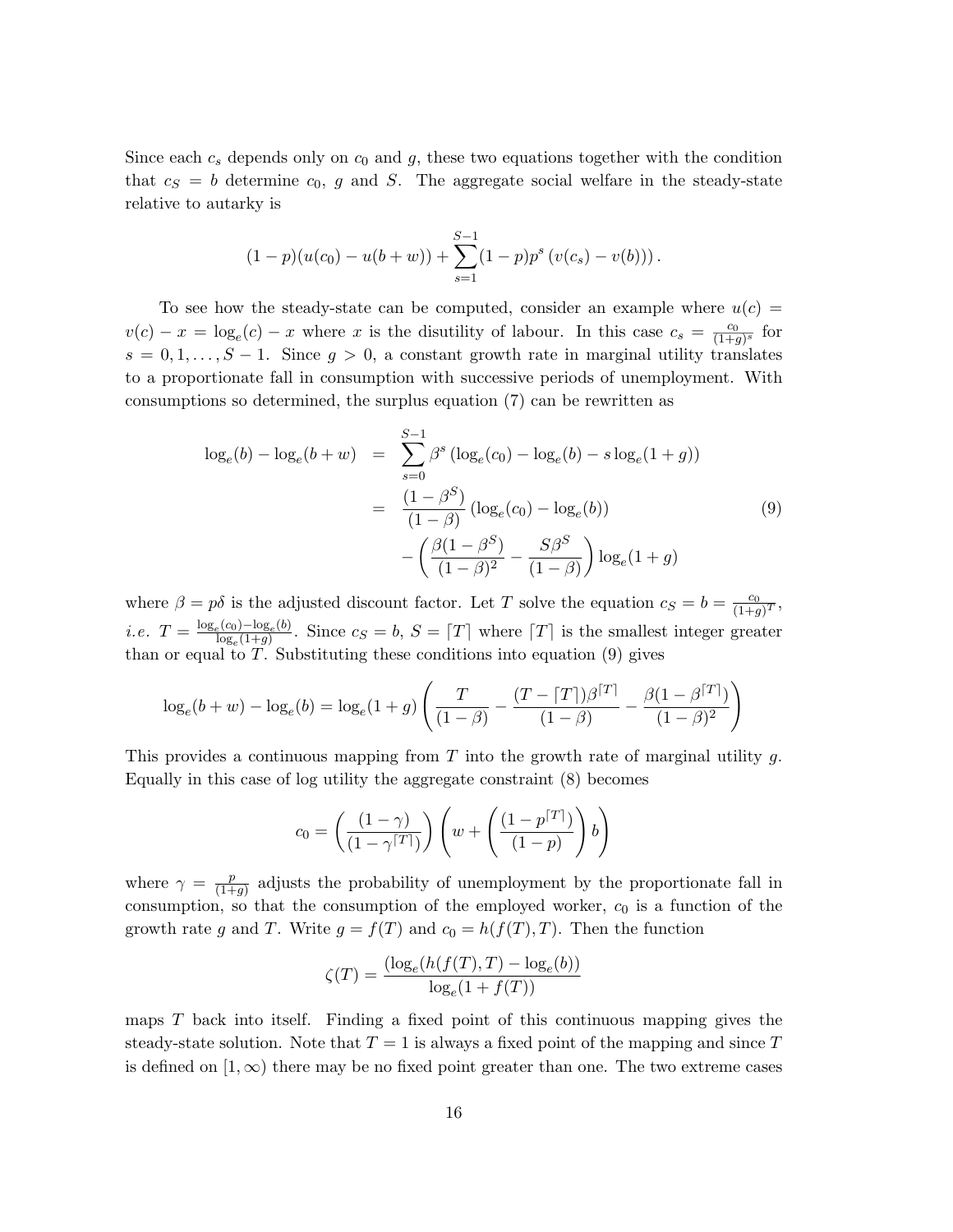Since each $c_s$ depends only on $c_0$ and $g$, these two equations together with the condition that $c_S = b$ determine $c_0$, $g$ and $S$. The aggregate social welfare in the steady-state relative to autarky is

$$(1-p)(u(c_0) - u(b+w)) + \sum_{s=1}^{S-1}(1-p)p^s\left(v(c_s) - v(b)\right).$$

To see how the steady-state can be computed, consider an example where $u(c) = v(c) - x = \log_e(c) - x$ where $x$ is the disutility of labour. In this case $c_s = \frac{c_0}{(1+g)^s}$ for $s = 0, 1, \ldots, S-1$. Since $g > 0$, a constant growth rate in marginal utility translates to a proportionate fall in consumption with successive periods of unemployment. With consumptions so determined, the surplus equation (7) can be rewritten as

$$\begin{aligned}
\log_e(b) - \log_e(b+w) &= \sum_{s=0}^{S-1}\beta^s\left(\log_e(c_0) - \log_e(b) - s\log_e(1+g)\right) \\
&= \frac{(1-\beta^S)}{(1-\beta)}\left(\log_e(c_0) - \log_e(b)\right) \\
&\quad - \left(\frac{\beta(1-\beta^S)}{(1-\beta)^2} - \frac{S\beta^S}{(1-\beta)}\right)\log_e(1+g)
\end{aligned} \tag{9}$$

where $\beta = p\delta$ is the adjusted discount factor. Let $T$ solve the equation $c_S = b = \frac{c_0}{(1+g)^T}$, *i.e.* $T = \frac{\log_e(c_0) - \log_e(b)}{\log_e(1+g)}$. Since $c_S = b$, $S = \lceil T \rceil$ where $\lceil T \rceil$ is the smallest integer greater than or equal to $T$. Substituting these conditions into equation (9) gives

$$\log_e(b+w) - \log_e(b) = \log_e(1+g)\left(\frac{T}{(1-\beta)} - \frac{(T - \lceil T \rceil)\beta^{\lceil T \rceil}}{(1-\beta)} - \frac{\beta(1-\beta^{\lceil T \rceil})}{(1-\beta)^2}\right)$$

This provides a continuous mapping from $T$ into the growth rate of marginal utility $g$. Equally in this case of log utility the aggregate constraint (8) becomes

$$c_0 = \left(\frac{(1-\gamma)}{(1-\gamma^{\lceil T \rceil})}\right)\left(w + \left(\frac{(1-p^{\lceil T \rceil})}{(1-p)}\right)b\right)$$

where $\gamma = \frac{p}{(1+g)}$ adjusts the probability of unemployment by the proportionate fall in consumption, so that the consumption of the employed worker, $c_0$ is a function of the growth rate $g$ and $T$. Write $g = f(T)$ and $c_0 = h(f(T), T)$. Then the function

$$\zeta(T) = \frac{(\log_e(h(f(T), T) - \log_e(b))}{\log_e(1 + f(T))}$$

maps $T$ back into itself. Finding a fixed point of this continuous mapping gives the steady-state solution. Note that $T = 1$ is always a fixed point of the mapping and since $T$ is defined on $[1, \infty)$ there may be no fixed point greater than one. The two extreme cases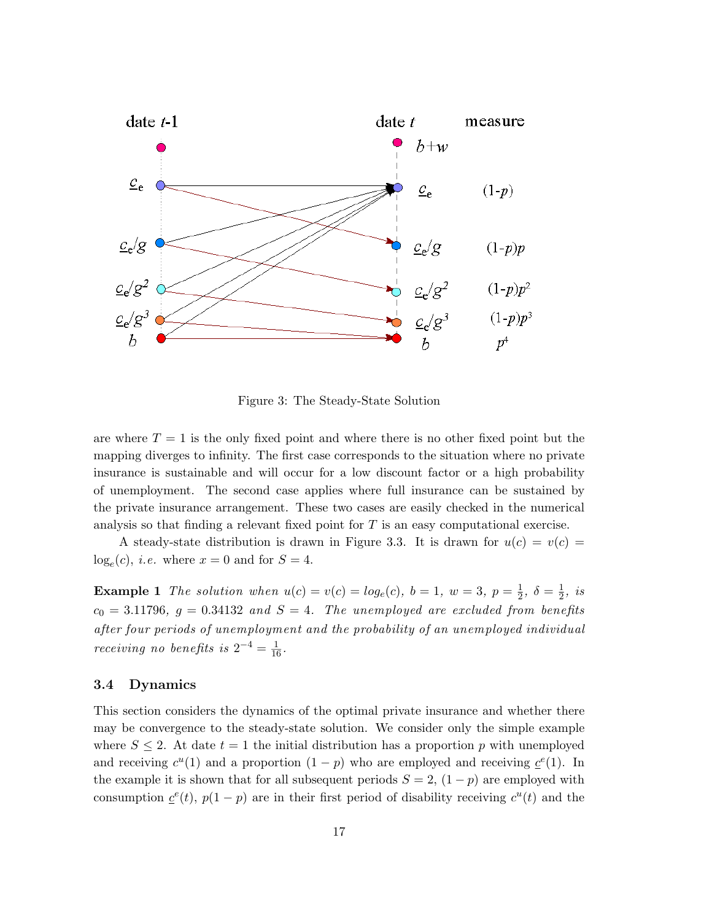Figure 3: The Steady-State Solution

are where $T = 1$ is the only fixed point and where there is no other fixed point but the mapping diverges to infinity. The first case corresponds to the situation where no private insurance is sustainable and will occur for a low discount factor or a high probability of unemployment. The second case applies where full insurance can be sustained by the private insurance arrangement. These two cases are easily checked in the numerical analysis so that finding a relevant fixed point for $T$ is an easy computational exercise.

A steady-state distribution is drawn in Figure 3.3. It is drawn for $u(c) = v(c) = \log_e(c)$, *i.e.* where $x = 0$ and for $S = 4$.

**Example 1** *The solution when $u(c) = v(c) = log_e(c)$, $b = 1$, $w = 3$, $p = \frac{1}{2}$, $\delta = \frac{1}{2}$, is $c_0 = 3.11796$, $g = 0.34132$ and $S = 4$. The unemployed are excluded from benefits after four periods of unemployment and the probability of an unemployed individual receiving no benefits is $2^{-4} = \frac{1}{16}$.*

### 3.4 Dynamics

This section considers the dynamics of the optimal private insurance and whether there may be convergence to the steady-state solution. We consider only the simple example where $S \leq 2$. At date $t = 1$ the initial distribution has a proportion $p$ with unemployed and receiving $c^u(1)$ and a proportion $(1 - p)$ who are employed and receiving $\underline{c}^e(1)$. In the example it is shown that for all subsequent periods $S = 2$, $(1 - p)$ are employed with consumption $\underline{c}^e(t)$, $p(1 - p)$ are in their first period of disability receiving $c^u(t)$ and the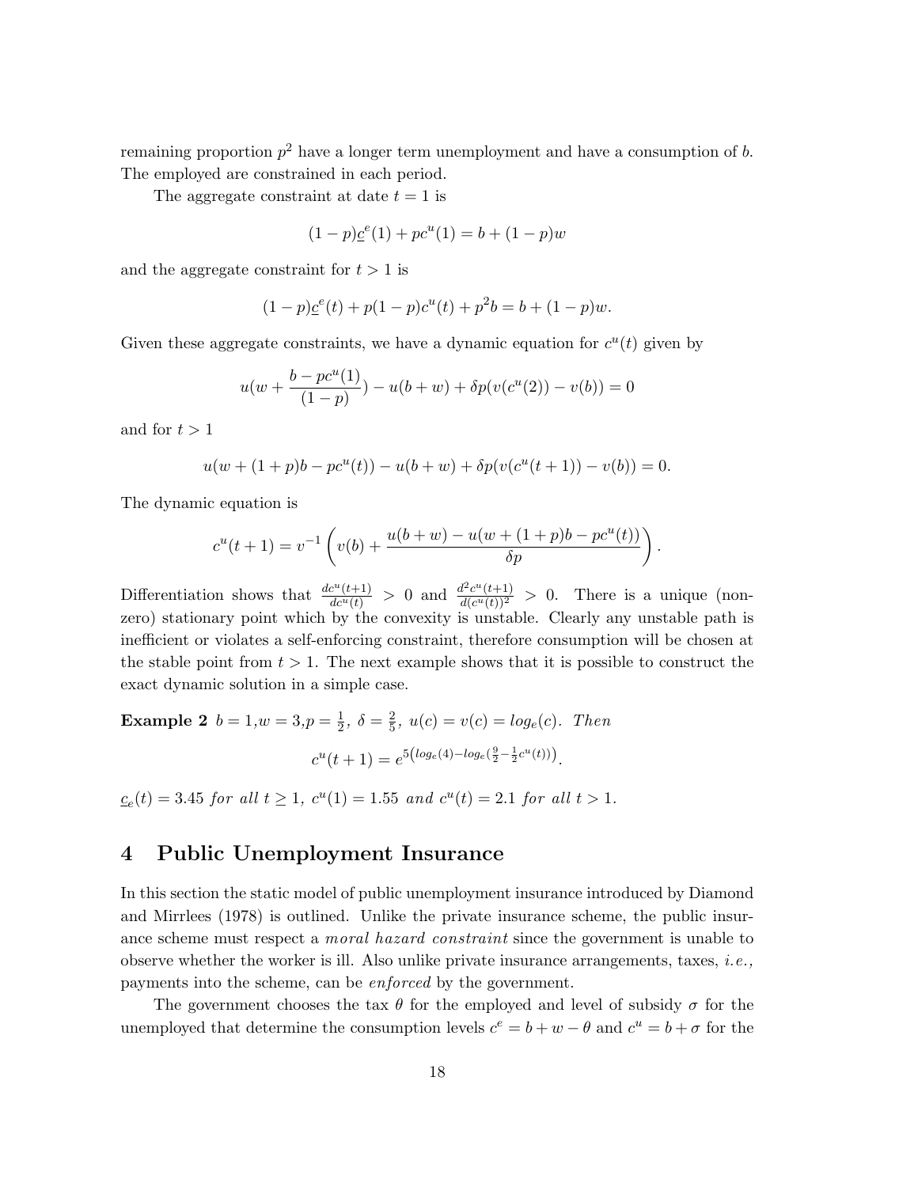remaining proportion $p^2$ have a longer term unemployment and have a consumption of $b$. The employed are constrained in each period.

The aggregate constraint at date $t = 1$ is

$$(1-p)\underline{c}^e(1) + pc^u(1) = b + (1-p)w$$

and the aggregate constraint for $t > 1$ is

$$(1-p)\underline{c}^e(t) + p(1-p)c^u(t) + p^2 b = b + (1-p)w.$$

Given these aggregate constraints, we have a dynamic equation for $c^u(t)$ given by

$$u(w + \frac{b - pc^u(1)}{(1-p)}) - u(b+w) + \delta p(v(c^u(2)) - v(b)) = 0$$

and for $t > 1$

$$u(w + (1+p)b - pc^u(t)) - u(b+w) + \delta p(v(c^u(t+1)) - v(b)) = 0.$$

The dynamic equation is

$$c^u(t+1) = v^{-1}\left(v(b) + \frac{u(b+w) - u(w + (1+p)b - pc^u(t))}{\delta p}\right).$$

Differentiation shows that $\frac{dc^u(t+1)}{dc^u(t)} > 0$ and $\frac{d^2c^u(t+1)}{d(c^u(t))^2} > 0$. There is a unique (non-zero) stationary point which by the convexity is unstable. Clearly any unstable path is inefficient or violates a self-enforcing constraint, therefore consumption will be chosen at the stable point from $t > 1$. The next example shows that it is possible to construct the exact dynamic solution in a simple case.

**Example 2** $b = 1, w = 3, p = \frac{1}{2}$, $\delta = \frac{2}{5}$, $u(c) = v(c) = log_e(c)$. *Then*

$$c^u(t+1) = e^{5\left(log_e(4) - log_e(\frac{9}{2} - \frac{1}{2}c^u(t))\right)}.$$

$\underline{c}_e(t) = 3.45$ *for all* $t \geq 1$, $c^u(1) = 1.55$ *and* $c^u(t) = 2.1$ *for all* $t > 1$.

## 4 Public Unemployment Insurance

In this section the static model of public unemployment insurance introduced by Diamond and Mirrlees (1978) is outlined. Unlike the private insurance scheme, the public insurance scheme must respect a *moral hazard constraint* since the government is unable to observe whether the worker is ill. Also unlike private insurance arrangements, taxes, *i.e.*, payments into the scheme, can be *enforced* by the government.

The government chooses the tax $\theta$ for the employed and level of subsidy $\sigma$ for the unemployed that determine the consumption levels $c^e = b + w - \theta$ and $c^u = b + \sigma$ for the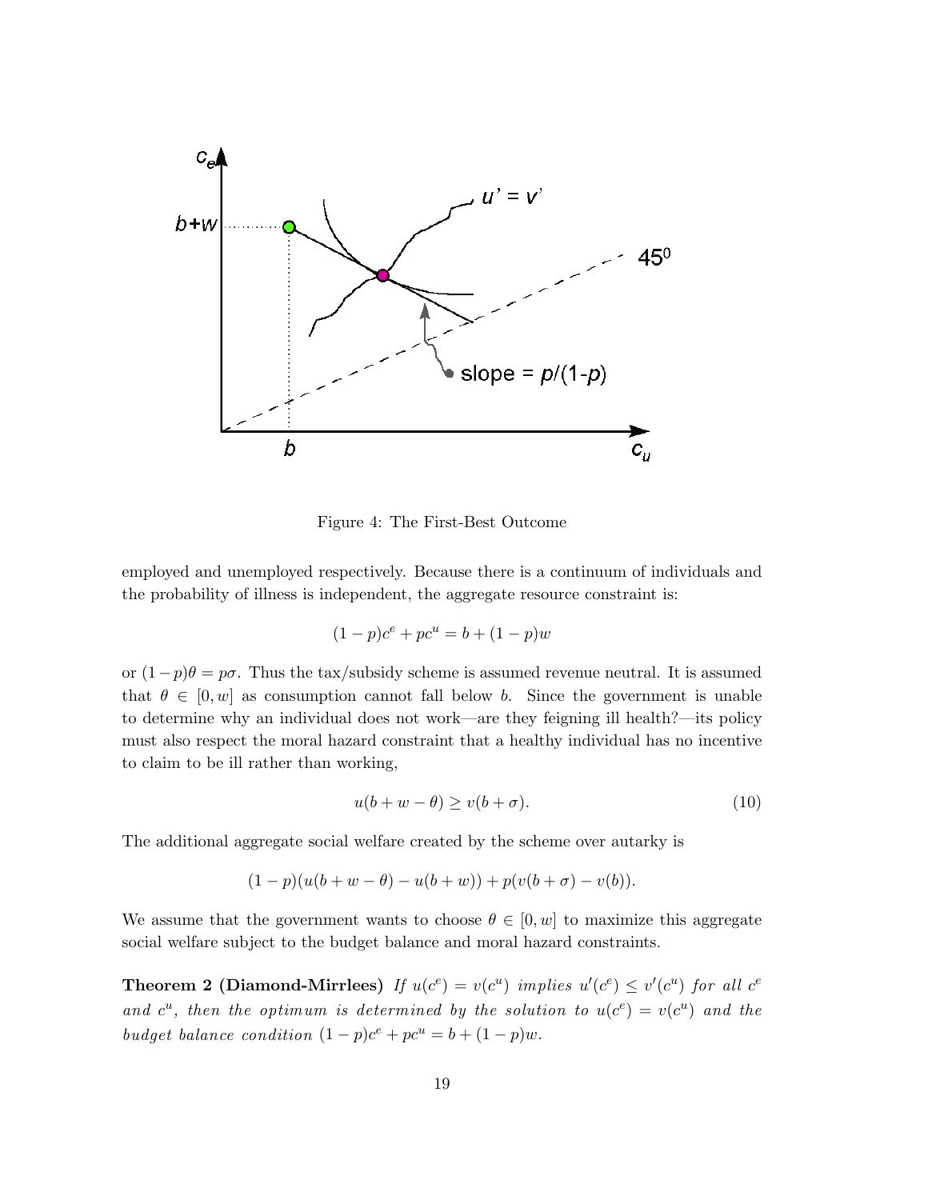Figure 4: The First-Best Outcome

employed and unemployed respectively. Because there is a continuum of individuals and the probability of illness is independent, the aggregate resource constraint is:

$$(1-p)c^e + pc^u = b + (1-p)w$$

or $(1-p)\theta = p\sigma$. Thus the tax/subsidy scheme is assumed revenue neutral. It is assumed that $\theta \in [0, w]$ as consumption cannot fall below $b$. Since the government is unable to determine why an individual does not work—are they feigning ill health?—its policy must also respect the moral hazard constraint that a healthy individual has no incentive to claim to be ill rather than working,

$$u(b + w - \theta) \geq v(b + \sigma). \tag{10}$$

The additional aggregate social welfare created by the scheme over autarky is

$$(1-p)(u(b + w - \theta) - u(b + w)) + p(v(b + \sigma) - v(b)).$$

We assume that the government wants to choose $\theta \in [0, w]$ to maximize this aggregate social welfare subject to the budget balance and moral hazard constraints.

**Theorem 2 (Diamond-Mirrlees)** *If $u(c^e) = v(c^u)$ implies $u'(c^e) \leq v'(c^u)$ for all $c^e$ and $c^u$, then the optimum is determined by the solution to $u(c^e) = v(c^u)$ and the budget balance condition $(1-p)c^e + pc^u = b + (1-p)w$.*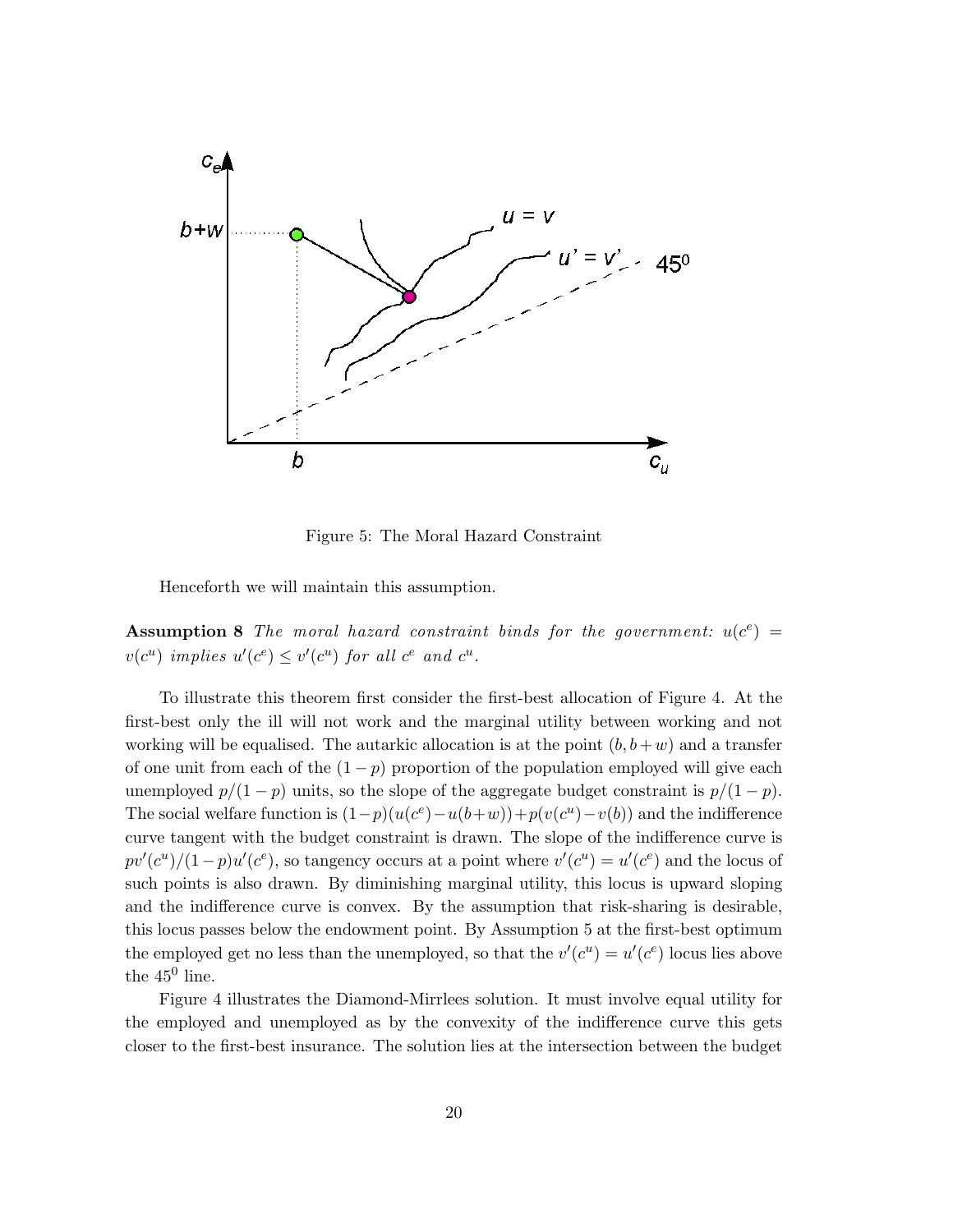Figure 5: The Moral Hazard Constraint

Henceforth we will maintain this assumption.

**Assumption 8** *The moral hazard constraint binds for the government:* $u(c^e) = v(c^u)$ *implies* $u'(c^e) \leq v'(c^u)$ *for all* $c^e$ *and* $c^u$.

To illustrate this theorem first consider the first-best allocation of Figure 4. At the first-best only the ill will not work and the marginal utility between working and not working will be equalised. The autarkic allocation is at the point $(b, b+w)$ and a transfer of one unit from each of the $(1-p)$ proportion of the population employed will give each unemployed $p/(1-p)$ units, so the slope of the aggregate budget constraint is $p/(1-p)$. The social welfare function is $(1-p)(u(c^e)-u(b+w))+p(v(c^u)-v(b))$ and the indifference curve tangent with the budget constraint is drawn. The slope of the indifference curve is $pv'(c^u)/(1-p)u'(c^e)$, so tangency occurs at a point where $v'(c^u) = u'(c^e)$ and the locus of such points is also drawn. By diminishing marginal utility, this locus is upward sloping and the indifference curve is convex. By the assumption that risk-sharing is desirable, this locus passes below the endowment point. By Assumption 5 at the first-best optimum the employed get no less than the unemployed, so that the $v'(c^u) = u'(c^e)$ locus lies above the $45^0$ line.

Figure 4 illustrates the Diamond-Mirrlees solution. It must involve equal utility for the employed and unemployed as by the convexity of the indifference curve this gets closer to the first-best insurance. The solution lies at the intersection between the budget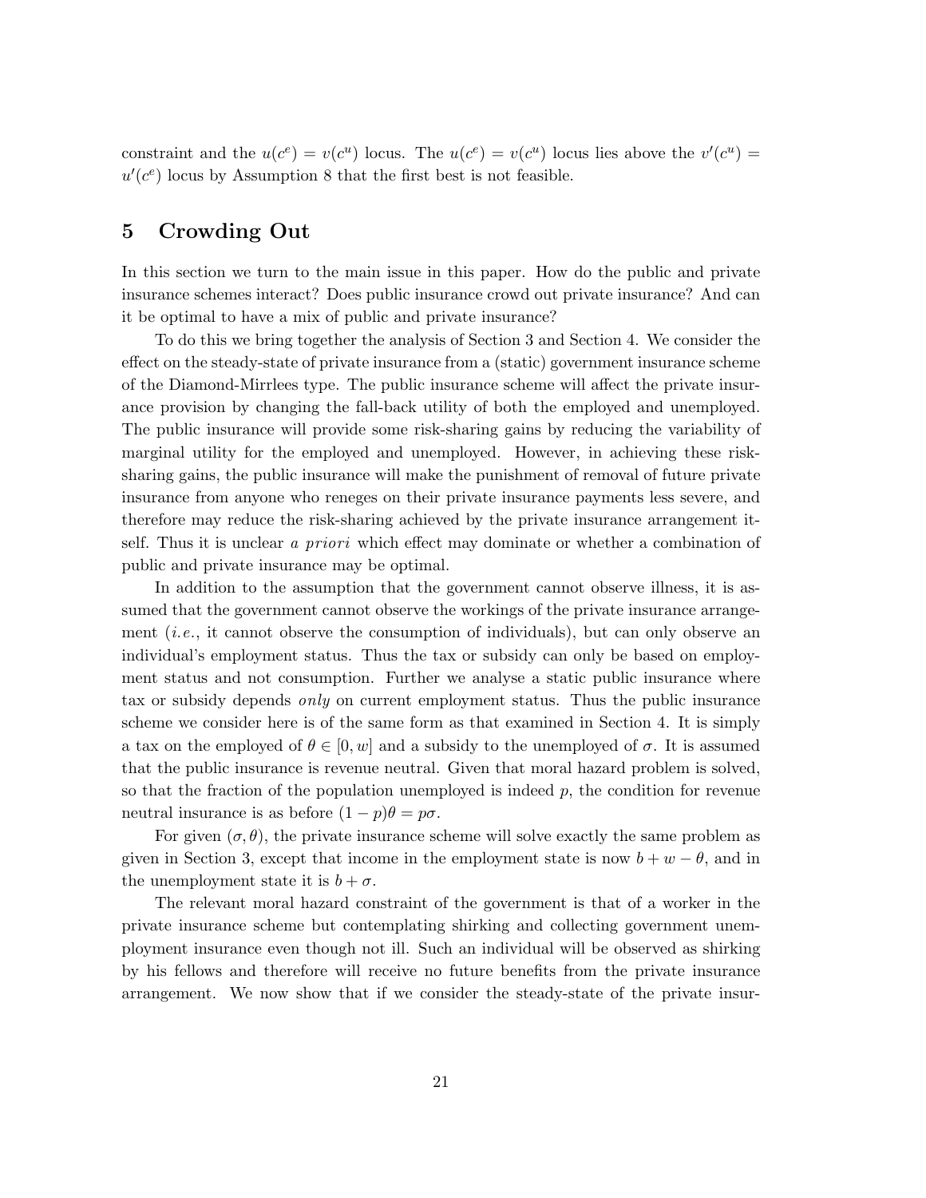constraint and the $u(c^e) = v(c^u)$ locus. The $u(c^e) = v(c^u)$ locus lies above the $v'(c^u) = u'(c^e)$ locus by Assumption 8 that the first best is not feasible.

## 5 Crowding Out

In this section we turn to the main issue in this paper. How do the public and private insurance schemes interact? Does public insurance crowd out private insurance? And can it be optimal to have a mix of public and private insurance?

To do this we bring together the analysis of Section 3 and Section 4. We consider the effect on the steady-state of private insurance from a (static) government insurance scheme of the Diamond-Mirrlees type. The public insurance scheme will affect the private insurance provision by changing the fall-back utility of both the employed and unemployed. The public insurance will provide some risk-sharing gains by reducing the variability of marginal utility for the employed and unemployed. However, in achieving these risk-sharing gains, the public insurance will make the punishment of removal of future private insurance from anyone who reneges on their private insurance payments less severe, and therefore may reduce the risk-sharing achieved by the private insurance arrangement itself. Thus it is unclear *a priori* which effect may dominate or whether a combination of public and private insurance may be optimal.

In addition to the assumption that the government cannot observe illness, it is assumed that the government cannot observe the workings of the private insurance arrangement (*i.e.*, it cannot observe the consumption of individuals), but can only observe an individual's employment status. Thus the tax or subsidy can only be based on employment status and not consumption. Further we analyse a static public insurance where tax or subsidy depends *only* on current employment status. Thus the public insurance scheme we consider here is of the same form as that examined in Section 4. It is simply a tax on the employed of $\theta \in [0, w]$ and a subsidy to the unemployed of $\sigma$. It is assumed that the public insurance is revenue neutral. Given that moral hazard problem is solved, so that the fraction of the population unemployed is indeed $p$, the condition for revenue neutral insurance is as before $(1-p)\theta = p\sigma$.

For given $(\sigma, \theta)$, the private insurance scheme will solve exactly the same problem as given in Section 3, except that income in the employment state is now $b + w - \theta$, and in the unemployment state it is $b + \sigma$.

The relevant moral hazard constraint of the government is that of a worker in the private insurance scheme but contemplating shirking and collecting government unemployment insurance even though not ill. Such an individual will be observed as shirking by his fellows and therefore will receive no future benefits from the private insurance arrangement. We now show that if we consider the steady-state of the private insur-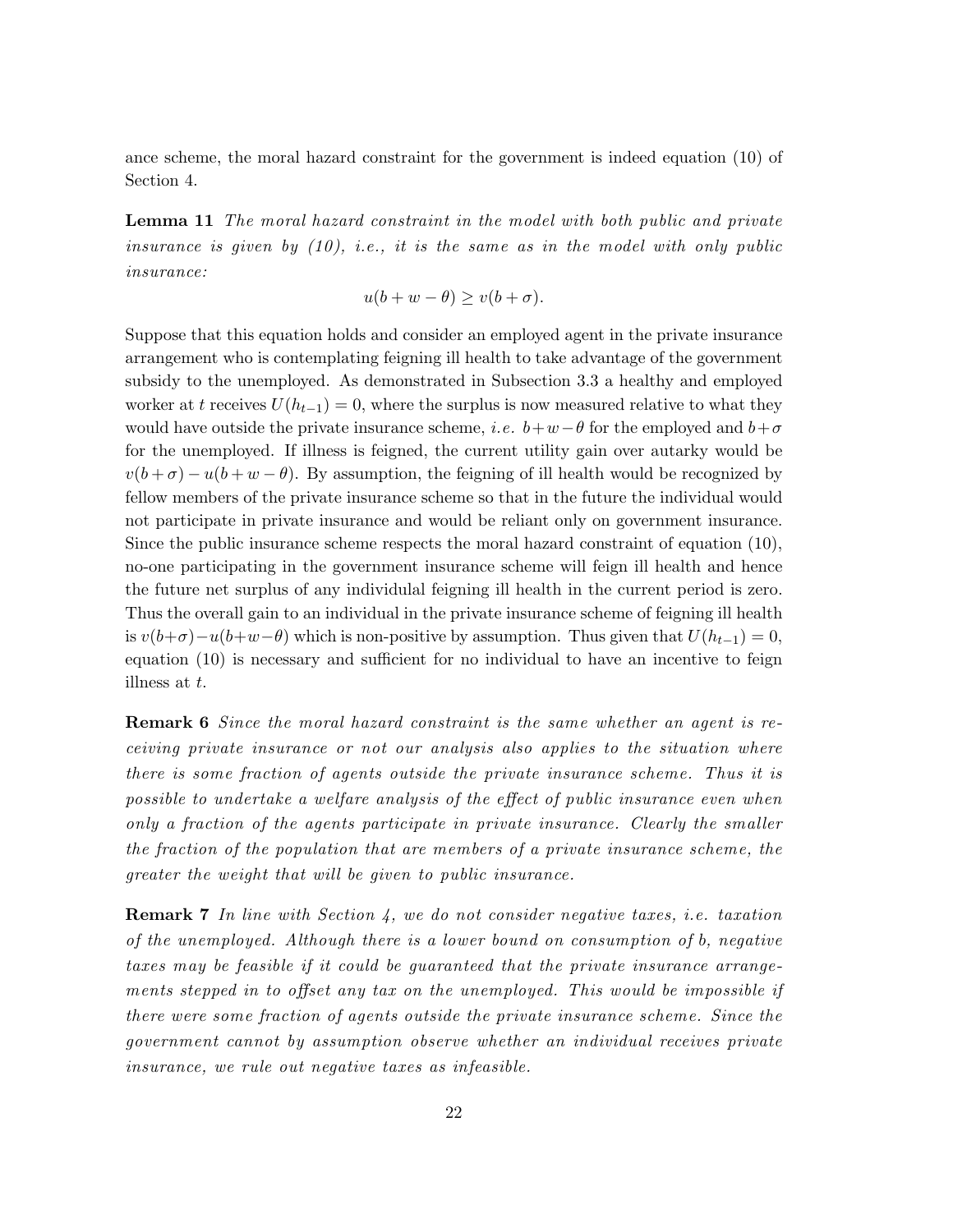ance scheme, the moral hazard constraint for the government is indeed equation (10) of Section 4.

**Lemma 11** *The moral hazard constraint in the model with both public and private insurance is given by (10), i.e., it is the same as in the model with only public insurance:*

$$u(b + w - \theta) \geq v(b + \sigma).$$

Suppose that this equation holds and consider an employed agent in the private insurance arrangement who is contemplating feigning ill health to take advantage of the government subsidy to the unemployed. As demonstrated in Subsection 3.3 a healthy and employed worker at $t$ receives $U(h_{t-1}) = 0$, where the surplus is now measured relative to what they would have outside the private insurance scheme, *i.e.* $b+w-\theta$ for the employed and $b+\sigma$ for the unemployed. If illness is feigned, the current utility gain over autarky would be $v(b + \sigma) - u(b + w - \theta)$. By assumption, the feigning of ill health would be recognized by fellow members of the private insurance scheme so that in the future the individual would not participate in private insurance and would be reliant only on government insurance. Since the public insurance scheme respects the moral hazard constraint of equation (10), no-one participating in the government insurance scheme will feign ill health and hence the future net surplus of any individual feigning ill health in the current period is zero. Thus the overall gain to an individual in the private insurance scheme of feigning ill health is $v(b+\sigma)-u(b+w-\theta)$ which is non-positive by assumption. Thus given that $U(h_{t-1}) = 0$, equation (10) is necessary and sufficient for no individual to have an incentive to feign illness at $t$.

**Remark 6** *Since the moral hazard constraint is the same whether an agent is receiving private insurance or not our analysis also applies to the situation where there is some fraction of agents outside the private insurance scheme. Thus it is possible to undertake a welfare analysis of the effect of public insurance even when only a fraction of the agents participate in private insurance. Clearly the smaller the fraction of the population that are members of a private insurance scheme, the greater the weight that will be given to public insurance.*

**Remark 7** *In line with Section 4, we do not consider negative taxes, i.e. taxation of the unemployed. Although there is a lower bound on consumption of* $b$*, negative taxes may be feasible if it could be guaranteed that the private insurance arrangements stepped in to offset any tax on the unemployed. This would be impossible if there were some fraction of agents outside the private insurance scheme. Since the government cannot by assumption observe whether an individual receives private insurance, we rule out negative taxes as infeasible.*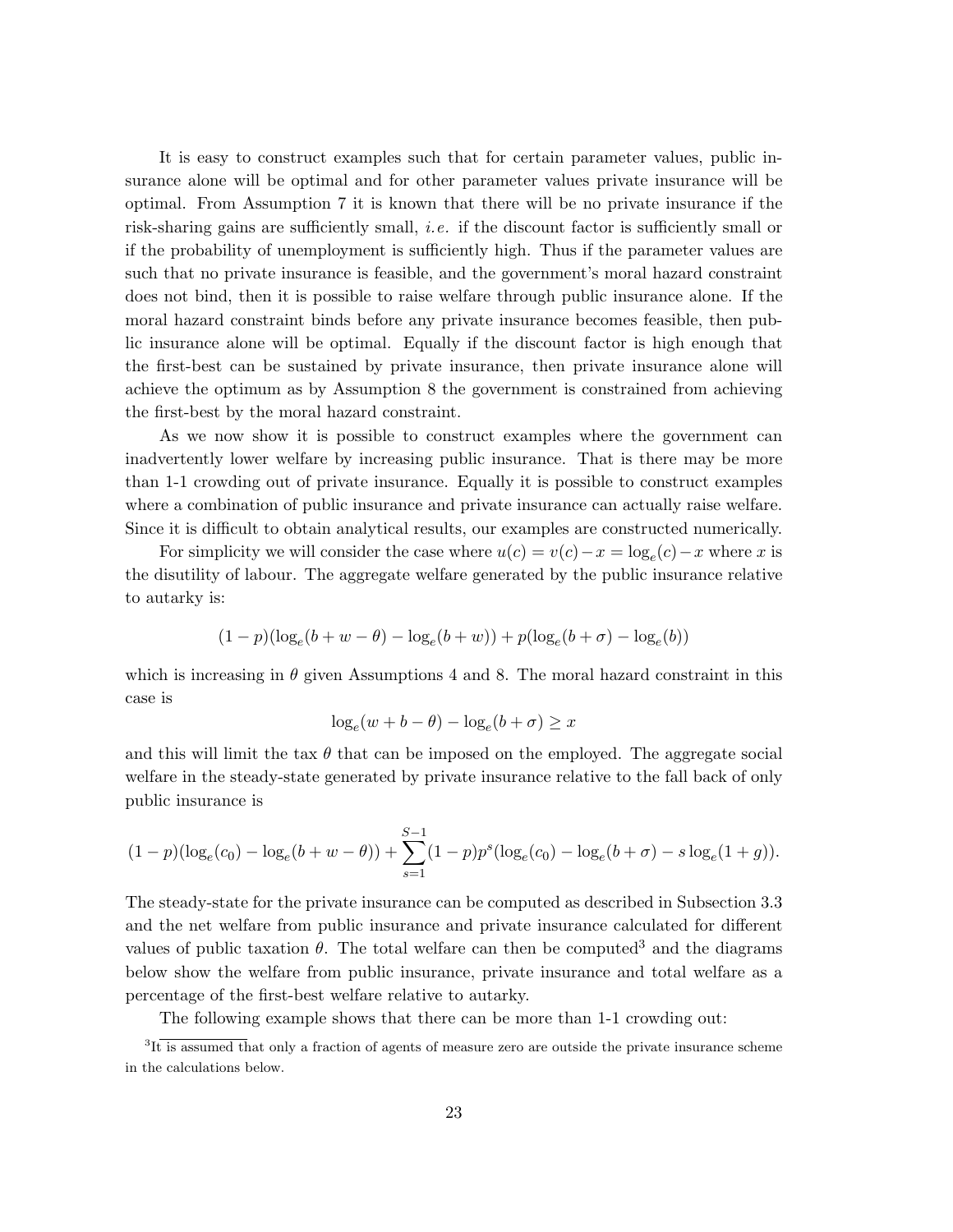It is easy to construct examples such that for certain parameter values, public insurance alone will be optimal and for other parameter values private insurance will be optimal. From Assumption 7 it is known that there will be no private insurance if the risk-sharing gains are sufficiently small, *i.e.* if the discount factor is sufficiently small or if the probability of unemployment is sufficiently high. Thus if the parameter values are such that no private insurance is feasible, and the government's moral hazard constraint does not bind, then it is possible to raise welfare through public insurance alone. If the moral hazard constraint binds before any private insurance becomes feasible, then public insurance alone will be optimal. Equally if the discount factor is high enough that the first-best can be sustained by private insurance, then private insurance alone will achieve the optimum as by Assumption 8 the government is constrained from achieving the first-best by the moral hazard constraint.

As we now show it is possible to construct examples where the government can inadvertently lower welfare by increasing public insurance. That is there may be more than 1-1 crowding out of private insurance. Equally it is possible to construct examples where a combination of public insurance and private insurance can actually raise welfare. Since it is difficult to obtain analytical results, our examples are constructed numerically.

For simplicity we will consider the case where $u(c) = v(c) - x = \log_e(c) - x$ where $x$ is the disutility of labour. The aggregate welfare generated by the public insurance relative to autarky is:

$$(1-p)(\log_e(b+w-\theta) - \log_e(b+w)) + p(\log_e(b+\sigma) - \log_e(b))$$

which is increasing in $\theta$ given Assumptions 4 and 8. The moral hazard constraint in this case is

$$\log_e(w+b-\theta) - \log_e(b+\sigma) \geq x$$

and this will limit the tax $\theta$ that can be imposed on the employed. The aggregate social welfare in the steady-state generated by private insurance relative to the fall back of only public insurance is

$$(1-p)(\log_e(c_0) - \log_e(b+w-\theta)) + \sum_{s=1}^{S-1}(1-p)p^s(\log_e(c_0) - \log_e(b+\sigma) - s\log_e(1+g)).$$

The steady-state for the private insurance can be computed as described in Subsection 3.3 and the net welfare from public insurance and private insurance calculated for different values of public taxation $\theta$. The total welfare can then be computed[3] and the diagrams below show the welfare from public insurance, private insurance and total welfare as a percentage of the first-best welfare relative to autarky.

The following example shows that there can be more than 1-1 crowding out:

[3]It is assumed that only a fraction of agents of measure zero are outside the private insurance scheme in the calculations below.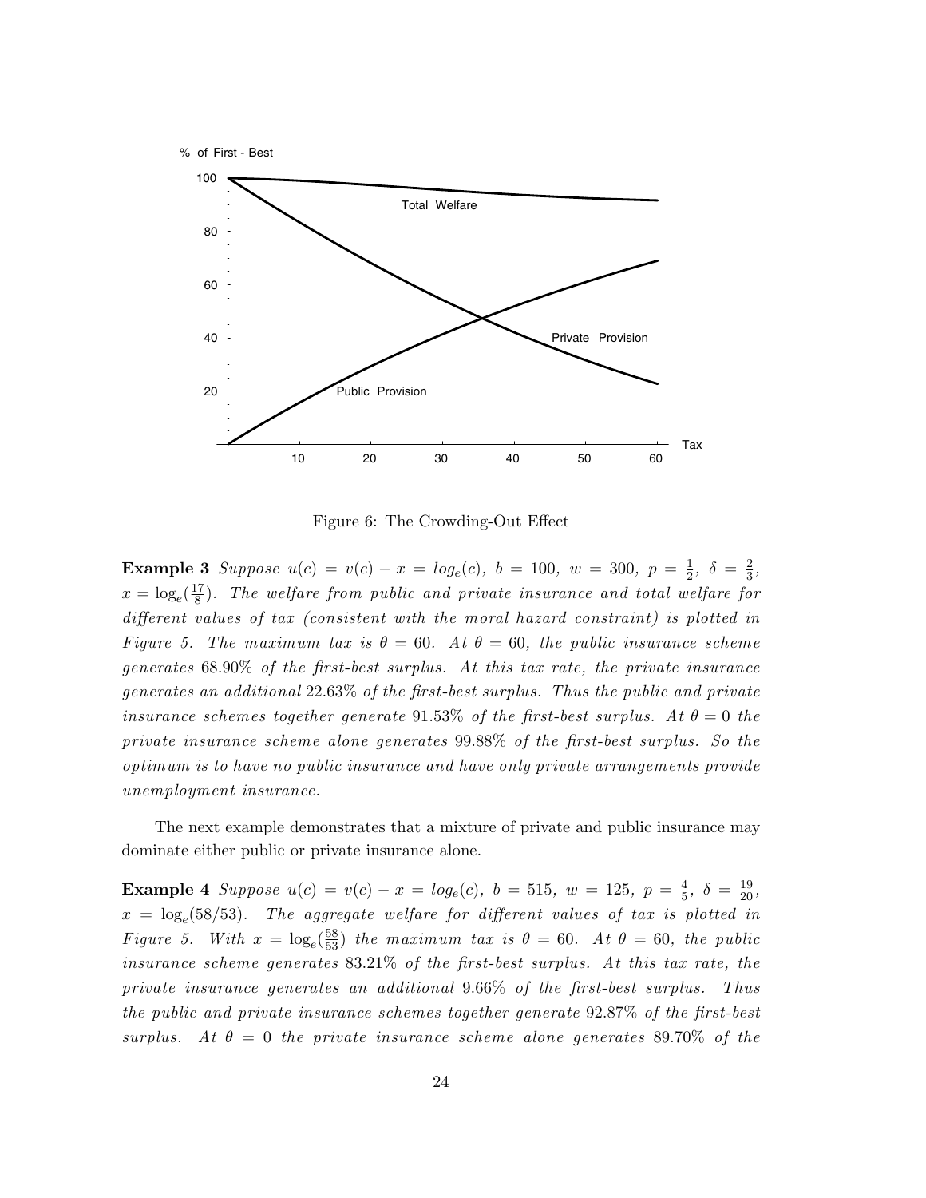Figure 6: The Crowding-Out Effect

**Example 3** *Suppose $u(c) = v(c) - x = log_e(c)$, $b = 100$, $w = 300$, $p = \frac{1}{2}$, $\delta = \frac{2}{3}$, $x = \log_e(\frac{17}{8})$. The welfare from public and private insurance and total welfare for different values of tax (consistent with the moral hazard constraint) is plotted in Figure 5. The maximum tax is $\theta = 60$. At $\theta = 60$, the public insurance scheme generates 68.90% of the first-best surplus. At this tax rate, the private insurance generates an additional 22.63% of the first-best surplus. Thus the public and private insurance schemes together generate 91.53% of the first-best surplus. At $\theta = 0$ the private insurance scheme alone generates 99.88% of the first-best surplus. So the optimum is to have no public insurance and have only private arrangements provide unemployment insurance.*

The next example demonstrates that a mixture of private and public insurance may dominate either public or private insurance alone.

**Example 4** *Suppose $u(c) = v(c) - x = log_e(c)$, $b = 515$, $w = 125$, $p = \frac{4}{5}$, $\delta = \frac{19}{20}$, $x = \log_e(58/53)$. The aggregate welfare for different values of tax is plotted in Figure 5. With $x = \log_e(\frac{58}{53})$ the maximum tax is $\theta = 60$. At $\theta = 60$, the public insurance scheme generates 83.21% of the first-best surplus. At this tax rate, the private insurance generates an additional 9.66% of the first-best surplus. Thus the public and private insurance schemes together generate 92.87% of the first-best surplus. At $\theta = 0$ the private insurance scheme alone generates 89.70% of the*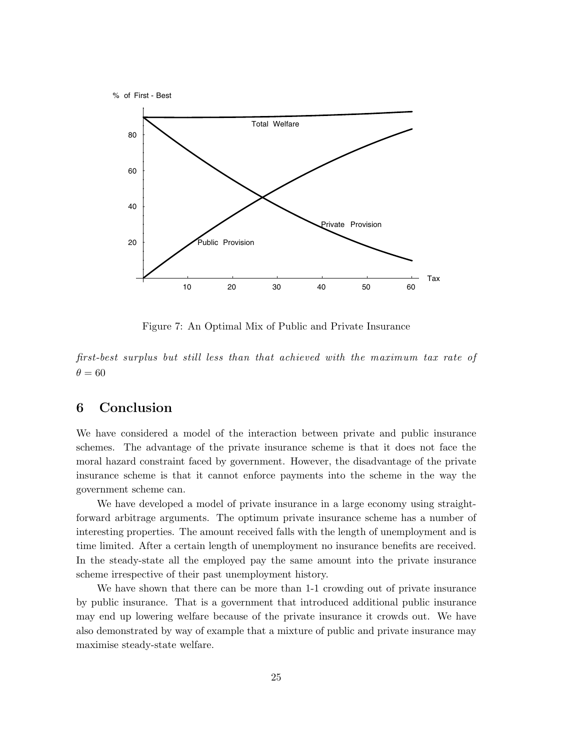Figure 7: An Optimal Mix of Public and Private Insurance

*first-best surplus but still less than that achieved with the maximum tax rate of* $\theta = 60$

## 6 Conclusion

We have considered a model of the interaction between private and public insurance schemes. The advantage of the private insurance scheme is that it does not face the moral hazard constraint faced by government. However, the disadvantage of the private insurance scheme is that it cannot enforce payments into the scheme in the way the government scheme can.

We have developed a model of private insurance in a large economy using straightforward arbitrage arguments. The optimum private insurance scheme has a number of interesting properties. The amount received falls with the length of unemployment and is time limited. After a certain length of unemployment no insurance benefits are received. In the steady-state all the employed pay the same amount into the private insurance scheme irrespective of their past unemployment history.

We have shown that there can be more than 1-1 crowding out of private insurance by public insurance. That is a government that introduced additional public insurance may end up lowering welfare because of the private insurance it crowds out. We have also demonstrated by way of example that a mixture of public and private insurance may maximise steady-state welfare.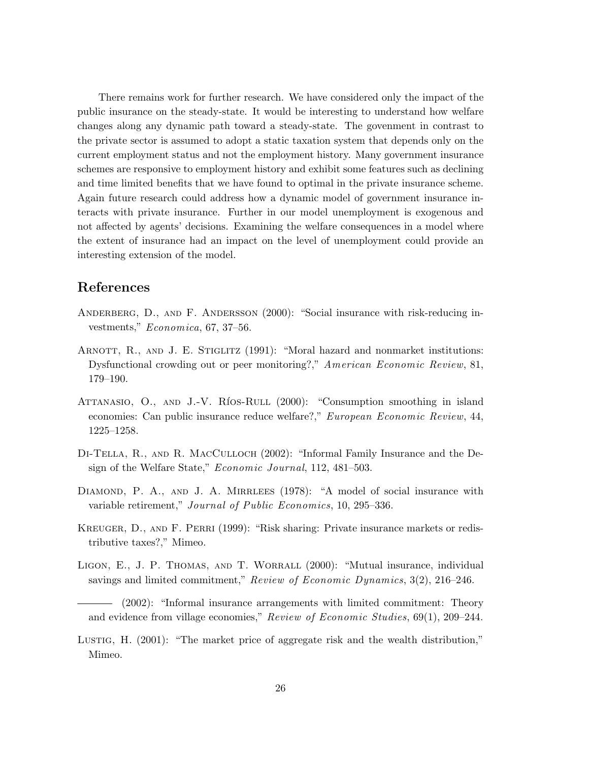There remains work for further research. We have considered only the impact of the public insurance on the steady-state. It would be interesting to understand how welfare changes along any dynamic path toward a steady-state. The govenment in contrast to the private sector is assumed to adopt a static taxation system that depends only on the current employment status and not the employment history. Many government insurance schemes are responsive to employment history and exhibit some features such as declining and time limited benefits that we have found to optimal in the private insurance scheme. Again future research could address how a dynamic model of government insurance interacts with private insurance. Further in our model unemployment is exogenous and not affected by agents' decisions. Examining the welfare consequences in a model where the extent of insurance had an impact on the level of unemployment could provide an interesting extension of the model.

## References

Anderberg, D., and F. Andersson (2000): "Social insurance with risk-reducing investments," *Economica*, 67, 37–56.

Arnott, R., and J. E. Stiglitz (1991): "Moral hazard and nonmarket institutions: Dysfunctional crowding out or peer monitoring?," *American Economic Review*, 81, 179–190.

Attanasio, O., and J.-V. Ríos-Rull (2000): "Consumption smoothing in island economies: Can public insurance reduce welfare?," *European Economic Review*, 44, 1225–1258.

Di-Tella, R., and R. MacCulloch (2002): "Informal Family Insurance and the Design of the Welfare State," *Economic Journal*, 112, 481–503.

Diamond, P. A., and J. A. Mirrlees (1978): "A model of social insurance with variable retirement," *Journal of Public Economics*, 10, 295–336.

Kreuger, D., and F. Perri (1999): "Risk sharing: Private insurance markets or redistributive taxes?," Mimeo.

Ligon, E., J. P. Thomas, and T. Worrall (2000): "Mutual insurance, individual savings and limited commitment," *Review of Economic Dynamics*, 3(2), 216–246.

——— (2002): "Informal insurance arrangements with limited commitment: Theory and evidence from village economies," *Review of Economic Studies*, 69(1), 209–244.

Lustig, H. (2001): "The market price of aggregate risk and the wealth distribution," Mimeo.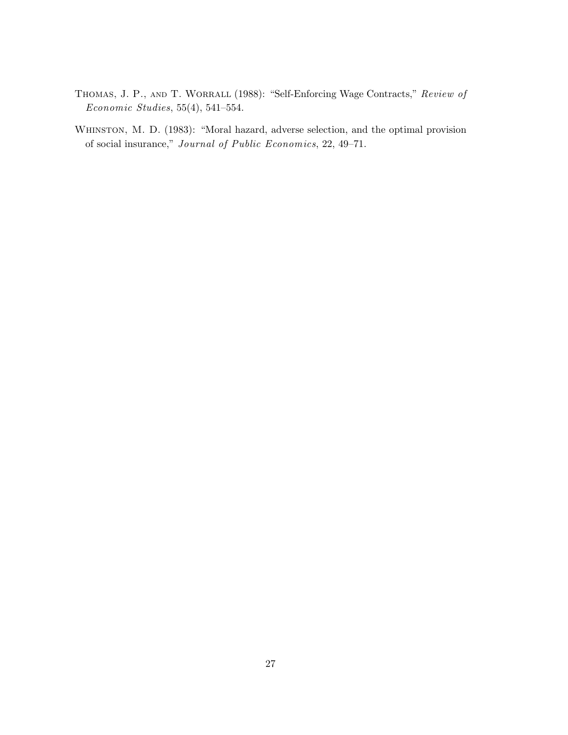Thomas, J. P., and T. Worrall (1988): "Self-Enforcing Wage Contracts," *Review of Economic Studies*, 55(4), 541–554.

Whinston, M. D. (1983): "Moral hazard, adverse selection, and the optimal provision of social insurance," *Journal of Public Economics*, 22, 49–71.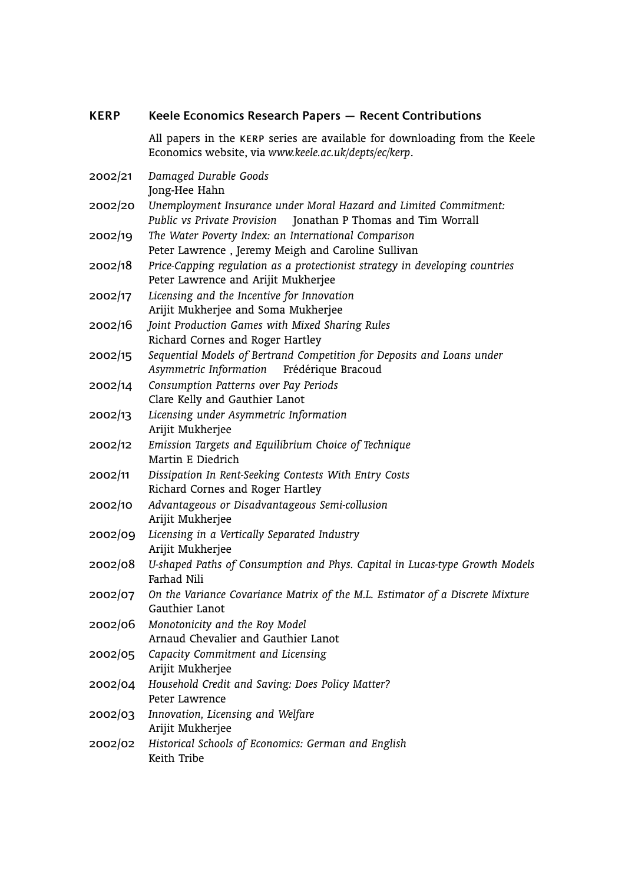## KERP Keele Economics Research Papers — Recent Contributions

All papers in the KERP series are available for downloading from the Keele Economics website, via *www.keele.ac.uk/depts/ec/kerp*.

2002/21 *Damaged Durable Goods*
Jong-Hee Hahn

2002/20 *Unemployment Insurance under Moral Hazard and Limited Commitment: Public vs Private Provision* Jonathan P Thomas and Tim Worrall

2002/19 *The Water Poverty Index: an International Comparison*
Peter Lawrence , Jeremy Meigh and Caroline Sullivan

2002/18 *Price-Capping regulation as a protectionist strategy in developing countries*
Peter Lawrence and Arijit Mukherjee

2002/17 *Licensing and the Incentive for Innovation*
Arijit Mukherjee and Soma Mukherjee

2002/16 *Joint Production Games with Mixed Sharing Rules*
Richard Cornes and Roger Hartley

2002/15 *Sequential Models of Bertrand Competition for Deposits and Loans under Asymmetric Information* Frédérique Bracoud

2002/14 *Consumption Patterns over Pay Periods*
Clare Kelly and Gauthier Lanot

2002/13 *Licensing under Asymmetric Information*
Arijit Mukherjee

2002/12 *Emission Targets and Equilibrium Choice of Technique*
Martin E Diedrich

2002/11 *Dissipation In Rent-Seeking Contests With Entry Costs*
Richard Cornes and Roger Hartley

2002/10 *Advantageous or Disadvantageous Semi-collusion*
Arijit Mukherjee

2002/09 *Licensing in a Vertically Separated Industry*
Arijit Mukherjee

2002/08 *U-shaped Paths of Consumption and Phys. Capital in Lucas-type Growth Models*
Farhad Nili

2002/07 *On the Variance Covariance Matrix of the M.L. Estimator of a Discrete Mixture*
Gauthier Lanot

2002/06 *Monotonicity and the Roy Model*
Arnaud Chevalier and Gauthier Lanot

2002/05 *Capacity Commitment and Licensing*
Arijit Mukherjee

2002/04 *Household Credit and Saving: Does Policy Matter?*
Peter Lawrence

2002/03 *Innovation, Licensing and Welfare*
Arijit Mukherjee

2002/02 *Historical Schools of Economics: German and English*
Keith Tribe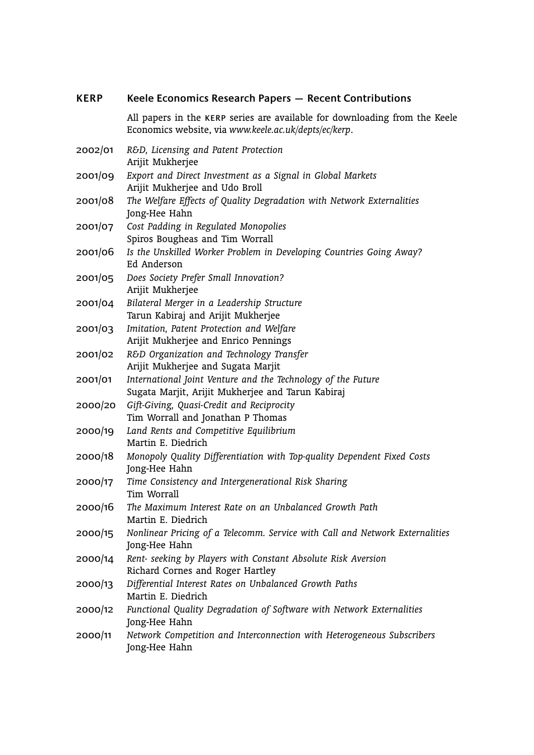## KERP Keele Economics Research Papers — Recent Contributions

All papers in the KERP series are available for downloading from the Keele Economics website, via *www.keele.ac.uk/depts/ec/kerp*.

2002/01 *R&D, Licensing and Patent Protection*
Arijit Mukherjee

2001/09 *Export and Direct Investment as a Signal in Global Markets*
Arijit Mukherjee and Udo Broll

2001/08 *The Welfare Effects of Quality Degradation with Network Externalities*
Jong-Hee Hahn

2001/07 *Cost Padding in Regulated Monopolies*
Spiros Bougheas and Tim Worrall

2001/06 *Is the Unskilled Worker Problem in Developing Countries Going Away?*
Ed Anderson

2001/05 *Does Society Prefer Small Innovation?*
Arijit Mukherjee

2001/04 *Bilateral Merger in a Leadership Structure*
Tarun Kabiraj and Arijit Mukherjee

2001/03 *Imitation, Patent Protection and Welfare*
Arijit Mukherjee and Enrico Pennings

2001/02 *R&D Organization and Technology Transfer*
Arijit Mukherjee and Sugata Marjit

2001/01 *International Joint Venture and the Technology of the Future*
Sugata Marjit, Arijit Mukherjee and Tarun Kabiraj

2000/20 *Gift-Giving, Quasi-Credit and Reciprocity*
Tim Worrall and Jonathan P Thomas

2000/19 *Land Rents and Competitive Equilibrium*
Martin E. Diedrich

2000/18 *Monopoly Quality Differentiation with Top-quality Dependent Fixed Costs*
Jong-Hee Hahn

2000/17 *Time Consistency and Intergenerational Risk Sharing*
Tim Worrall

2000/16 *The Maximum Interest Rate on an Unbalanced Growth Path*
Martin E. Diedrich

2000/15 *Nonlinear Pricing of a Telecomm. Service with Call and Network Externalities*
Jong-Hee Hahn

2000/14 *Rent- seeking by Players with Constant Absolute Risk Aversion*
Richard Cornes and Roger Hartley

2000/13 *Differential Interest Rates on Unbalanced Growth Paths*
Martin E. Diedrich

2000/12 *Functional Quality Degradation of Software with Network Externalities*
Jong-Hee Hahn

2000/11 *Network Competition and Interconnection with Heterogeneous Subscribers*
Jong-Hee Hahn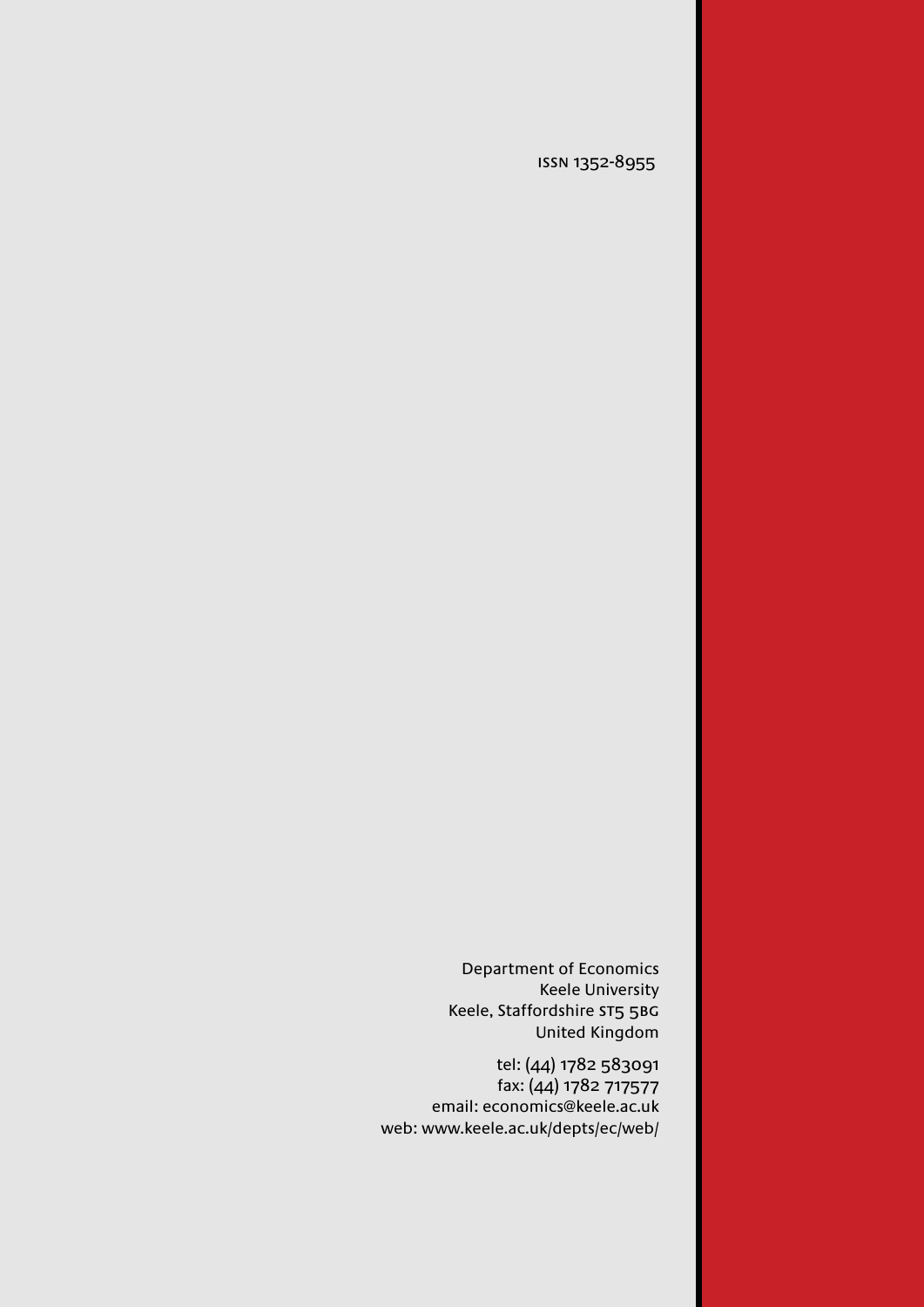ISSN 1352-8955

Department of Economics
Keele University
Keele, Staffordshire ST5 5BG
United Kingdom

tel: (44) 1782 583091
fax: (44) 1782 717577
email: economics@keele.ac.uk
web: www.keele.ac.uk/depts/ec/web/